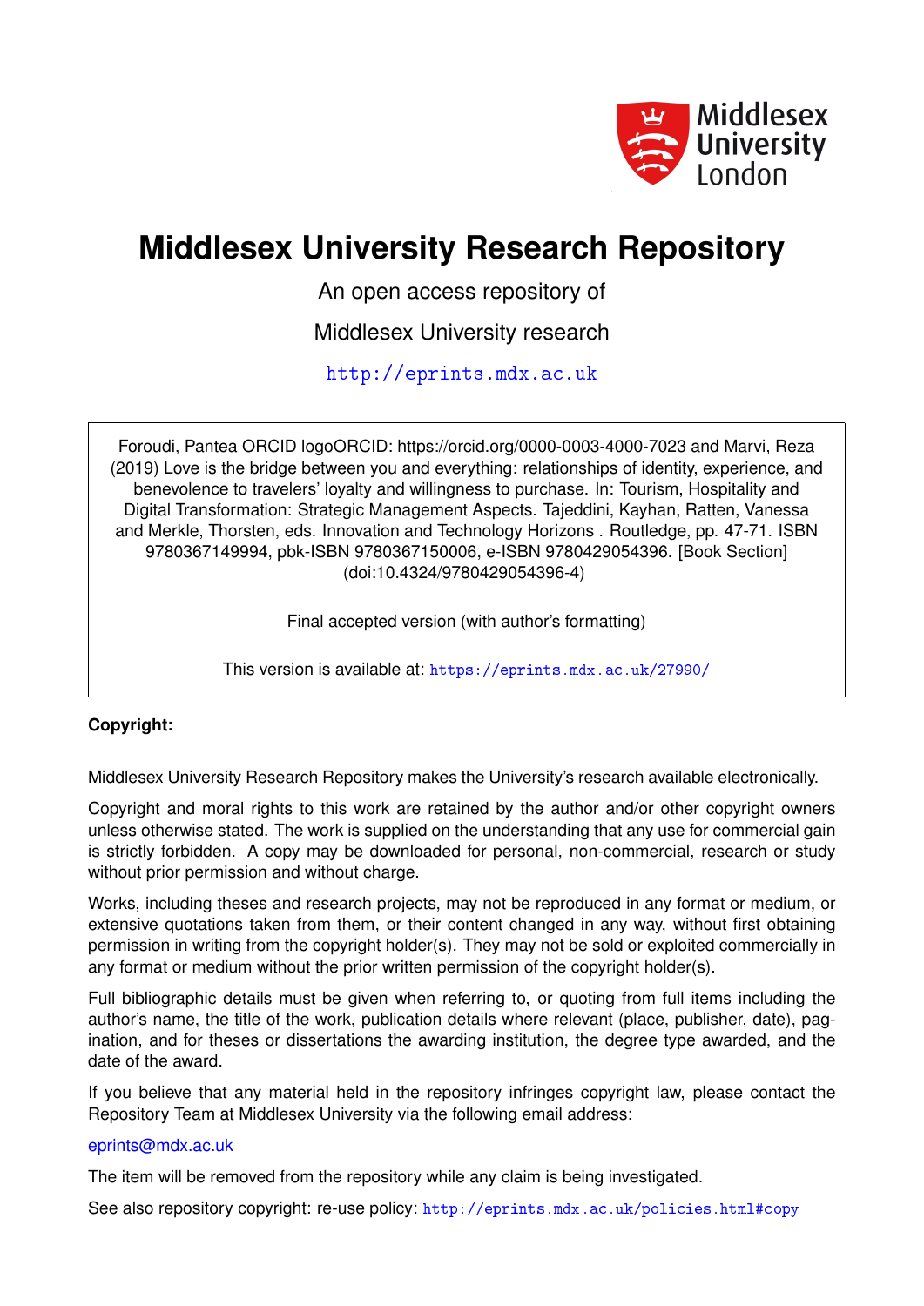Middlesex University London

# Middlesex University Research Repository

An open access repository of

Middlesex University research

http://eprints.mdx.ac.uk

Foroudi, Pantea ORCID logoORCID: https://orcid.org/0000-0003-4000-7023 and Marvi, Reza (2019) Love is the bridge between you and everything: relationships of identity, experience, and benevolence to travelers' loyalty and willingness to purchase. In: Tourism, Hospitality and Digital Transformation: Strategic Management Aspects. Tajeddini, Kayhan, Ratten, Vanessa and Merkle, Thorsten, eds. Innovation and Technology Horizons . Routledge, pp. 47-71. ISBN 9780367149994, pbk-ISBN 9780367150006, e-ISBN 9780429054396. [Book Section] (doi:10.4324/9780429054396-4)

Final accepted version (with author's formatting)

This version is available at: https://eprints.mdx.ac.uk/27990/

**Copyright:**

Middlesex University Research Repository makes the University's research available electronically.

Copyright and moral rights to this work are retained by the author and/or other copyright owners unless otherwise stated. The work is supplied on the understanding that any use for commercial gain is strictly forbidden. A copy may be downloaded for personal, non-commercial, research or study without prior permission and without charge.

Works, including theses and research projects, may not be reproduced in any format or medium, or extensive quotations taken from them, or their content changed in any way, without first obtaining permission in writing from the copyright holder(s). They may not be sold or exploited commercially in any format or medium without the prior written permission of the copyright holder(s).

Full bibliographic details must be given when referring to, or quoting from full items including the author's name, the title of the work, publication details where relevant (place, publisher, date), pagination, and for theses or dissertations the awarding institution, the degree type awarded, and the date of the award.

If you believe that any material held in the repository infringes copyright law, please contact the Repository Team at Middlesex University via the following email address:

eprints@mdx.ac.uk

The item will be removed from the repository while any claim is being investigated.

See also repository copyright: re-use policy: http://eprints.mdx.ac.uk/policies.html#copy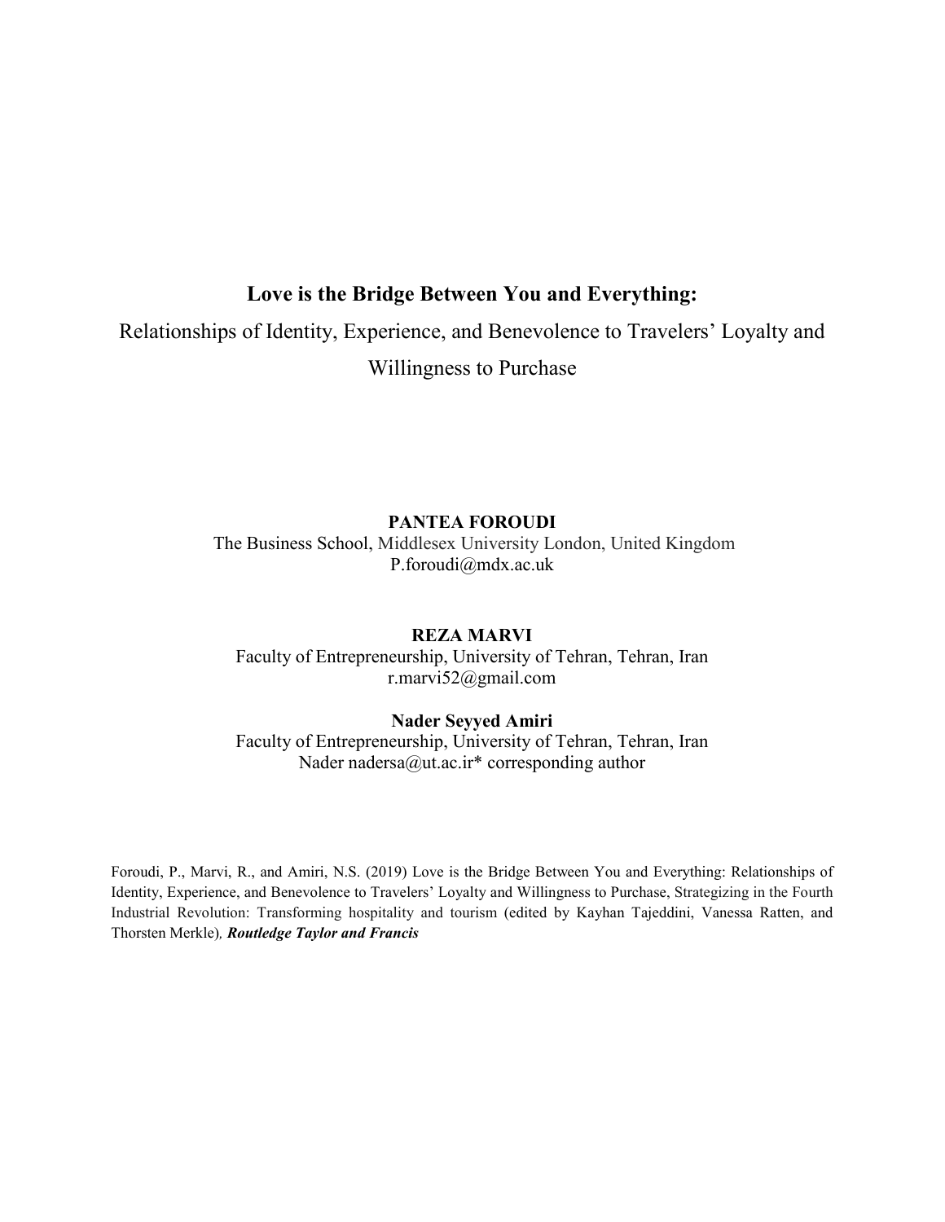# Love is the Bridge Between You and Everything:

Relationships of Identity, Experience, and Benevolence to Travelers' Loyalty and Willingness to Purchase

**PANTEA FOROUDI**

The Business School, Middlesex University London, United Kingdom

P.foroudi@mdx.ac.uk

**REZA MARVI**

Faculty of Entrepreneurship, University of Tehran, Tehran, Iran

r.marvi52@gmail.com

**Nader Seyyed Amiri**

Faculty of Entrepreneurship, University of Tehran, Tehran, Iran

Nader nadersa@ut.ac.ir* corresponding author

Foroudi, P., Marvi, R., and Amiri, N.S. (2019) Love is the Bridge Between You and Everything: Relationships of Identity, Experience, and Benevolence to Travelers' Loyalty and Willingness to Purchase, Strategizing in the Fourth Industrial Revolution: Transforming hospitality and tourism (edited by Kayhan Tajeddini, Vanessa Ratten, and Thorsten Merkle)*, **Routledge Taylor and Francis***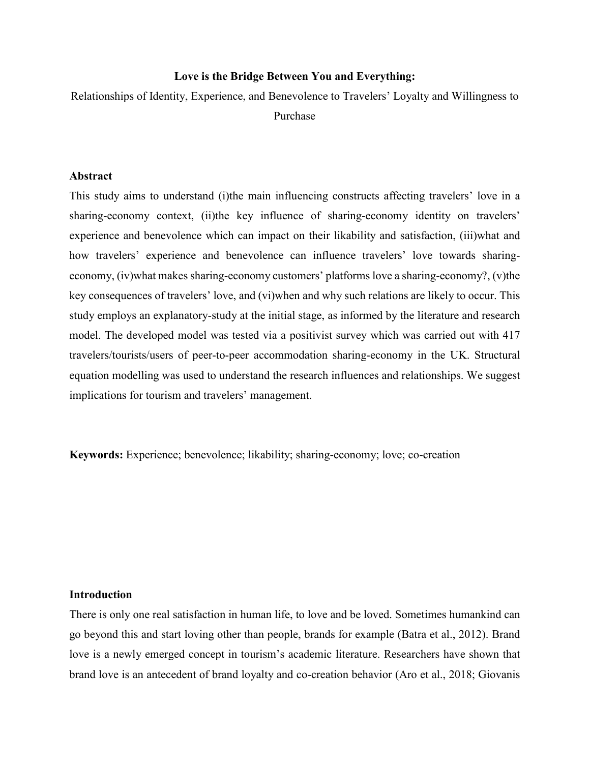**Love is the Bridge Between You and Everything:**

Relationships of Identity, Experience, and Benevolence to Travelers' Loyalty and Willingness to Purchase

## Abstract

This study aims to understand (i)the main influencing constructs affecting travelers' love in a sharing-economy context, (ii)the key influence of sharing-economy identity on travelers' experience and benevolence which can impact on their likability and satisfaction, (iii)what and how travelers' experience and benevolence can influence travelers' love towards sharing-economy, (iv)what makes sharing-economy customers' platforms love a sharing-economy?, (v)the key consequences of travelers' love, and (vi)when and why such relations are likely to occur. This study employs an explanatory-study at the initial stage, as informed by the literature and research model. The developed model was tested via a positivist survey which was carried out with 417 travelers/tourists/users of peer-to-peer accommodation sharing-economy in the UK. Structural equation modelling was used to understand the research influences and relationships. We suggest implications for tourism and travelers' management.

**Keywords:** Experience; benevolence; likability; sharing-economy; love; co-creation

## Introduction

There is only one real satisfaction in human life, to love and be loved. Sometimes humankind can go beyond this and start loving other than people, brands for example (Batra et al., 2012). Brand love is a newly emerged concept in tourism's academic literature. Researchers have shown that brand love is an antecedent of brand loyalty and co-creation behavior (Aro et al., 2018; Giovanis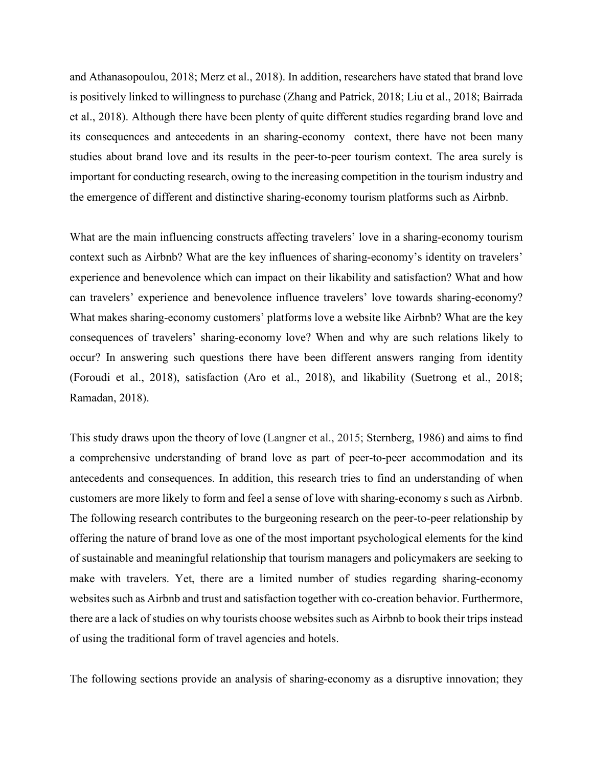and Athanasopoulou, 2018; Merz et al., 2018). In addition, researchers have stated that brand love is positively linked to willingness to purchase (Zhang and Patrick, 2018; Liu et al., 2018; Bairrada et al., 2018). Although there have been plenty of quite different studies regarding brand love and its consequences and antecedents in an sharing-economy context, there have not been many studies about brand love and its results in the peer-to-peer tourism context. The area surely is important for conducting research, owing to the increasing competition in the tourism industry and the emergence of different and distinctive sharing-economy tourism platforms such as Airbnb.

What are the main influencing constructs affecting travelers' love in a sharing-economy tourism context such as Airbnb? What are the key influences of sharing-economy's identity on travelers' experience and benevolence which can impact on their likability and satisfaction? What and how can travelers' experience and benevolence influence travelers' love towards sharing-economy? What makes sharing-economy customers' platforms love a website like Airbnb? What are the key consequences of travelers' sharing-economy love? When and why are such relations likely to occur? In answering such questions there have been different answers ranging from identity (Foroudi et al., 2018), satisfaction (Aro et al., 2018), and likability (Suetrong et al., 2018; Ramadan, 2018).

This study draws upon the theory of love (Langner et al., 2015; Sternberg, 1986) and aims to find a comprehensive understanding of brand love as part of peer-to-peer accommodation and its antecedents and consequences. In addition, this research tries to find an understanding of when customers are more likely to form and feel a sense of love with sharing-economy s such as Airbnb. The following research contributes to the burgeoning research on the peer-to-peer relationship by offering the nature of brand love as one of the most important psychological elements for the kind of sustainable and meaningful relationship that tourism managers and policymakers are seeking to make with travelers. Yet, there are a limited number of studies regarding sharing-economy websites such as Airbnb and trust and satisfaction together with co-creation behavior. Furthermore, there are a lack of studies on why tourists choose websites such as Airbnb to book their trips instead of using the traditional form of travel agencies and hotels.

The following sections provide an analysis of sharing-economy as a disruptive innovation; they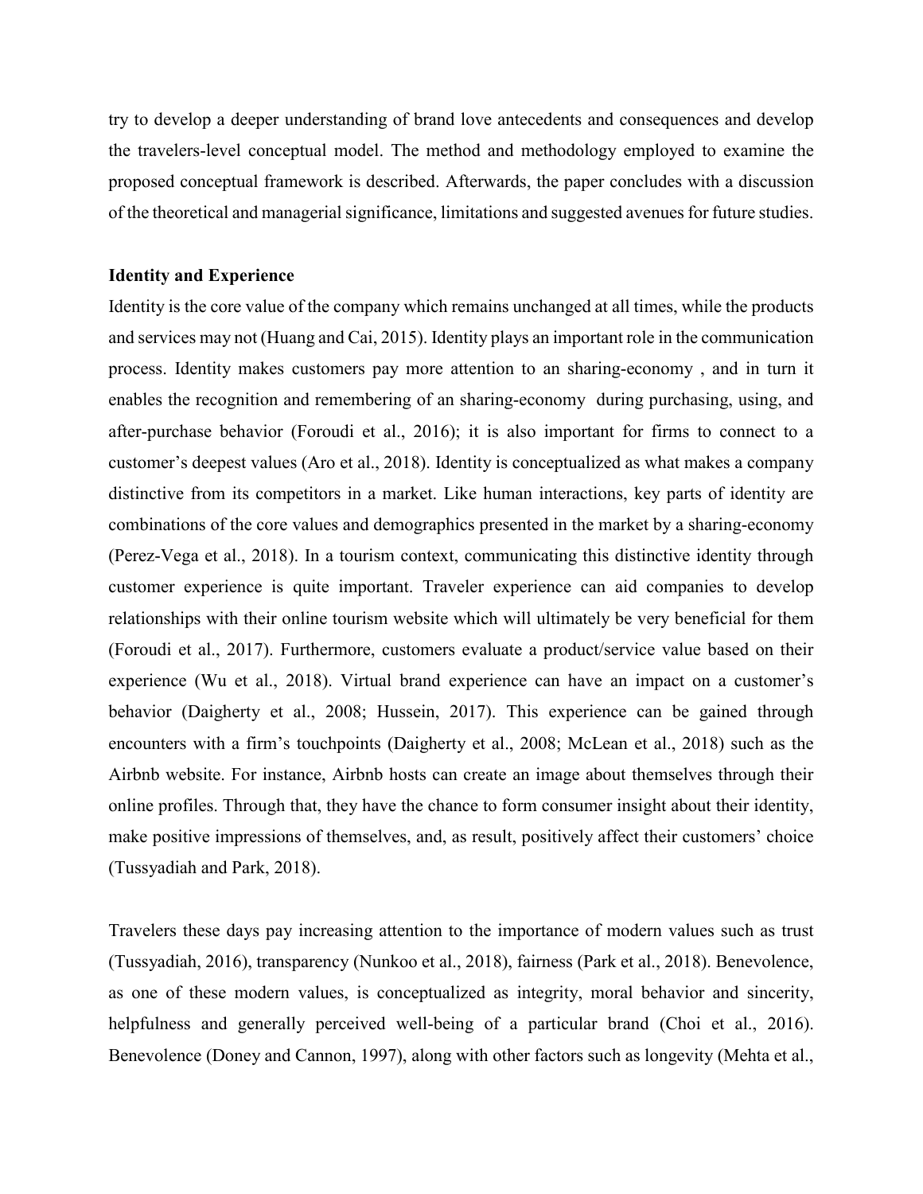try to develop a deeper understanding of brand love antecedents and consequences and develop the travelers-level conceptual model. The method and methodology employed to examine the proposed conceptual framework is described. Afterwards, the paper concludes with a discussion of the theoretical and managerial significance, limitations and suggested avenues for future studies.

**Identity and Experience**

Identity is the core value of the company which remains unchanged at all times, while the products and services may not (Huang and Cai, 2015). Identity plays an important role in the communication process. Identity makes customers pay more attention to an sharing-economy , and in turn it enables the recognition and remembering of an sharing-economy during purchasing, using, and after-purchase behavior (Foroudi et al., 2016); it is also important for firms to connect to a customer's deepest values (Aro et al., 2018). Identity is conceptualized as what makes a company distinctive from its competitors in a market. Like human interactions, key parts of identity are combinations of the core values and demographics presented in the market by a sharing-economy (Perez-Vega et al., 2018). In a tourism context, communicating this distinctive identity through customer experience is quite important. Traveler experience can aid companies to develop relationships with their online tourism website which will ultimately be very beneficial for them (Foroudi et al., 2017). Furthermore, customers evaluate a product/service value based on their experience (Wu et al., 2018). Virtual brand experience can have an impact on a customer's behavior (Daigherty et al., 2008; Hussein, 2017). This experience can be gained through encounters with a firm's touchpoints (Daigherty et al., 2008; McLean et al., 2018) such as the Airbnb website. For instance, Airbnb hosts can create an image about themselves through their online profiles. Through that, they have the chance to form consumer insight about their identity, make positive impressions of themselves, and, as result, positively affect their customers' choice (Tussyadiah and Park, 2018).

Travelers these days pay increasing attention to the importance of modern values such as trust (Tussyadiah, 2016), transparency (Nunkoo et al., 2018), fairness (Park et al., 2018). Benevolence, as one of these modern values, is conceptualized as integrity, moral behavior and sincerity, helpfulness and generally perceived well-being of a particular brand (Choi et al., 2016). Benevolence (Doney and Cannon, 1997), along with other factors such as longevity (Mehta et al.,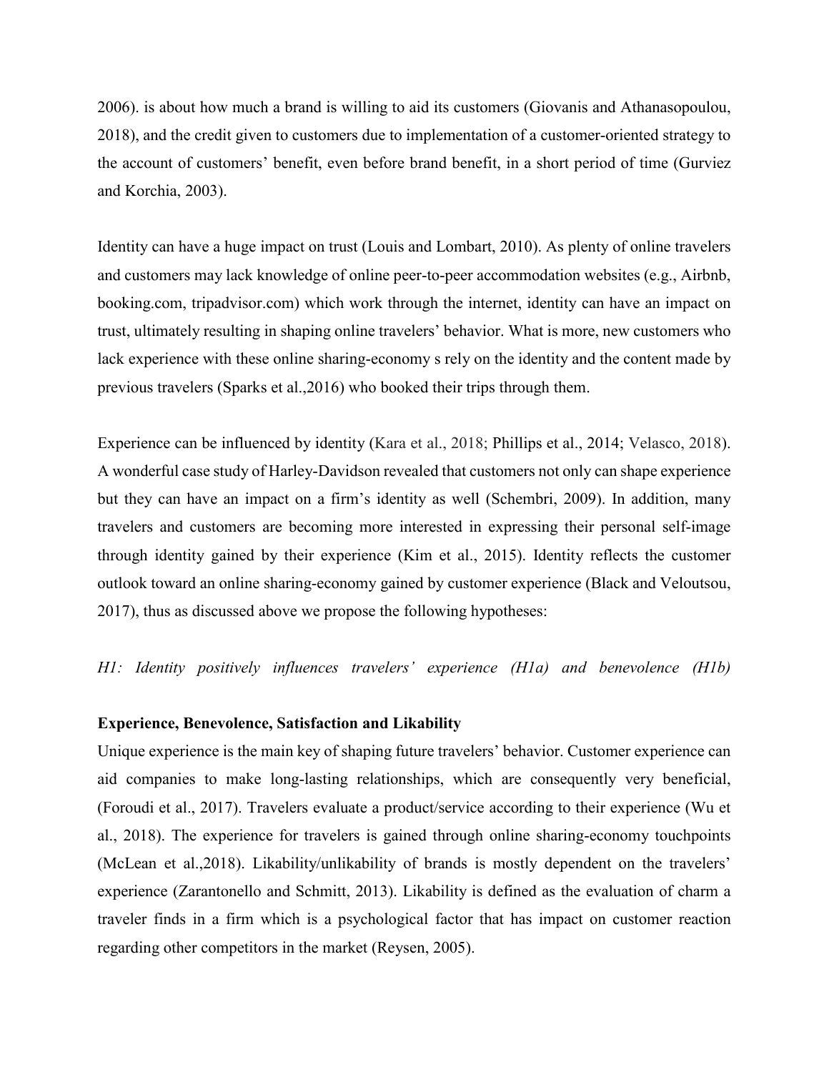2006). is about how much a brand is willing to aid its customers (Giovanis and Athanasopoulou, 2018), and the credit given to customers due to implementation of a customer-oriented strategy to the account of customers' benefit, even before brand benefit, in a short period of time (Gurviez and Korchia, 2003).

Identity can have a huge impact on trust (Louis and Lombart, 2010). As plenty of online travelers and customers may lack knowledge of online peer-to-peer accommodation websites (e.g., Airbnb, booking.com, tripadvisor.com) which work through the internet, identity can have an impact on trust, ultimately resulting in shaping online travelers' behavior. What is more, new customers who lack experience with these online sharing-economy s rely on the identity and the content made by previous travelers (Sparks et al.,2016) who booked their trips through them.

Experience can be influenced by identity (Kara et al., 2018; Phillips et al., 2014; Velasco, 2018). A wonderful case study of Harley-Davidson revealed that customers not only can shape experience but they can have an impact on a firm's identity as well (Schembri, 2009). In addition, many travelers and customers are becoming more interested in expressing their personal self-image through identity gained by their experience (Kim et al., 2015). Identity reflects the customer outlook toward an online sharing-economy gained by customer experience (Black and Veloutsou, 2017), thus as discussed above we propose the following hypotheses:

*H1: Identity positively influences travelers' experience (H1a) and benevolence (H1b)*

**Experience, Benevolence, Satisfaction and Likability**

Unique experience is the main key of shaping future travelers' behavior. Customer experience can aid companies to make long-lasting relationships, which are consequently very beneficial, (Foroudi et al., 2017). Travelers evaluate a product/service according to their experience (Wu et al., 2018). The experience for travelers is gained through online sharing-economy touchpoints (McLean et al.,2018). Likability/unlikability of brands is mostly dependent on the travelers' experience (Zarantonello and Schmitt, 2013). Likability is defined as the evaluation of charm a traveler finds in a firm which is a psychological factor that has impact on customer reaction regarding other competitors in the market (Reysen, 2005).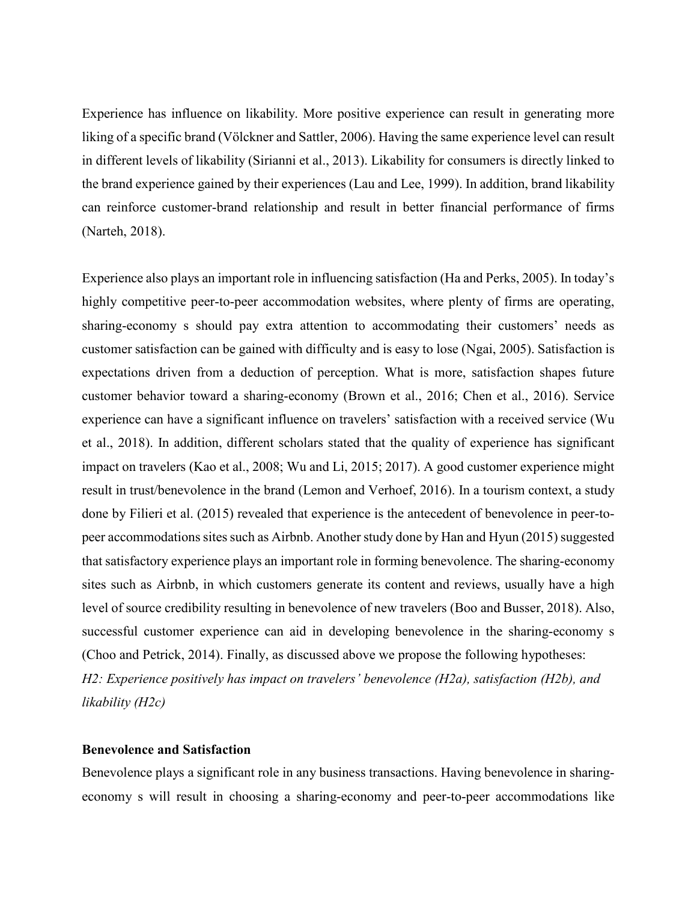Experience has influence on likability. More positive experience can result in generating more liking of a specific brand (Völckner and Sattler, 2006). Having the same experience level can result in different levels of likability (Sirianni et al., 2013). Likability for consumers is directly linked to the brand experience gained by their experiences (Lau and Lee, 1999). In addition, brand likability can reinforce customer-brand relationship and result in better financial performance of firms (Narteh, 2018).

Experience also plays an important role in influencing satisfaction (Ha and Perks, 2005). In today's highly competitive peer-to-peer accommodation websites, where plenty of firms are operating, sharing-economy s should pay extra attention to accommodating their customers' needs as customer satisfaction can be gained with difficulty and is easy to lose (Ngai, 2005). Satisfaction is expectations driven from a deduction of perception. What is more, satisfaction shapes future customer behavior toward a sharing-economy (Brown et al., 2016; Chen et al., 2016). Service experience can have a significant influence on travelers' satisfaction with a received service (Wu et al., 2018). In addition, different scholars stated that the quality of experience has significant impact on travelers (Kao et al., 2008; Wu and Li, 2015; 2017). A good customer experience might result in trust/benevolence in the brand (Lemon and Verhoef, 2016). In a tourism context, a study done by Filieri et al. (2015) revealed that experience is the antecedent of benevolence in peer-to-peer accommodations sites such as Airbnb. Another study done by Han and Hyun (2015) suggested that satisfactory experience plays an important role in forming benevolence. The sharing-economy sites such as Airbnb, in which customers generate its content and reviews, usually have a high level of source credibility resulting in benevolence of new travelers (Boo and Busser, 2018). Also, successful customer experience can aid in developing benevolence in the sharing-economy s (Choo and Petrick, 2014). Finally, as discussed above we propose the following hypotheses:

*H2: Experience positively has impact on travelers' benevolence (H2a), satisfaction (H2b), and likability (H2c)*

**Benevolence and Satisfaction**

Benevolence plays a significant role in any business transactions. Having benevolence in sharing-economy s will result in choosing a sharing-economy and peer-to-peer accommodations like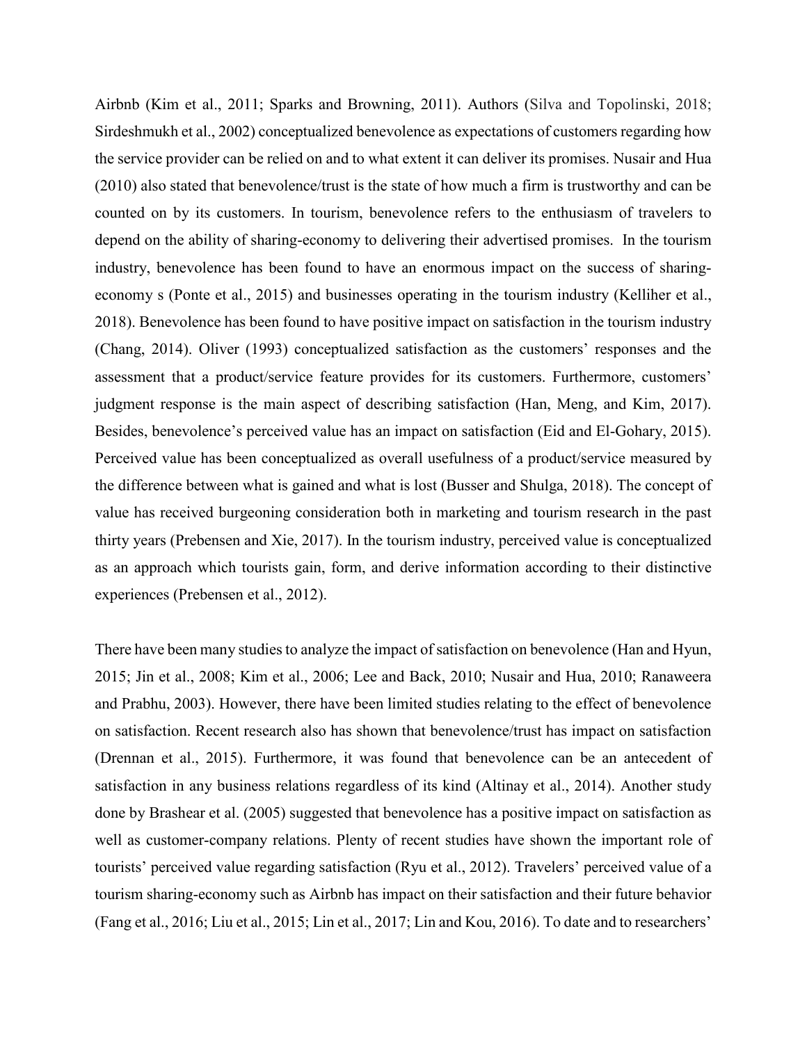Airbnb (Kim et al., 2011; Sparks and Browning, 2011). Authors (Silva and Topolinski, 2018; Sirdeshmukh et al., 2002) conceptualized benevolence as expectations of customers regarding how the service provider can be relied on and to what extent it can deliver its promises. Nusair and Hua (2010) also stated that benevolence/trust is the state of how much a firm is trustworthy and can be counted on by its customers. In tourism, benevolence refers to the enthusiasm of travelers to depend on the ability of sharing-economy to delivering their advertised promises. In the tourism industry, benevolence has been found to have an enormous impact on the success of sharing-economy s (Ponte et al., 2015) and businesses operating in the tourism industry (Kelliher et al., 2018). Benevolence has been found to have positive impact on satisfaction in the tourism industry (Chang, 2014). Oliver (1993) conceptualized satisfaction as the customers' responses and the assessment that a product/service feature provides for its customers. Furthermore, customers' judgment response is the main aspect of describing satisfaction (Han, Meng, and Kim, 2017). Besides, benevolence's perceived value has an impact on satisfaction (Eid and El-Gohary, 2015). Perceived value has been conceptualized as overall usefulness of a product/service measured by the difference between what is gained and what is lost (Busser and Shulga, 2018). The concept of value has received burgeoning consideration both in marketing and tourism research in the past thirty years (Prebensen and Xie, 2017). In the tourism industry, perceived value is conceptualized as an approach which tourists gain, form, and derive information according to their distinctive experiences (Prebensen et al., 2012).

There have been many studies to analyze the impact of satisfaction on benevolence (Han and Hyun, 2015; Jin et al., 2008; Kim et al., 2006; Lee and Back, 2010; Nusair and Hua, 2010; Ranaweera and Prabhu, 2003). However, there have been limited studies relating to the effect of benevolence on satisfaction. Recent research also has shown that benevolence/trust has impact on satisfaction (Drennan et al., 2015). Furthermore, it was found that benevolence can be an antecedent of satisfaction in any business relations regardless of its kind (Altinay et al., 2014). Another study done by Brashear et al. (2005) suggested that benevolence has a positive impact on satisfaction as well as customer-company relations. Plenty of recent studies have shown the important role of tourists' perceived value regarding satisfaction (Ryu et al., 2012). Travelers' perceived value of a tourism sharing-economy such as Airbnb has impact on their satisfaction and their future behavior (Fang et al., 2016; Liu et al., 2015; Lin et al., 2017; Lin and Kou, 2016). To date and to researchers'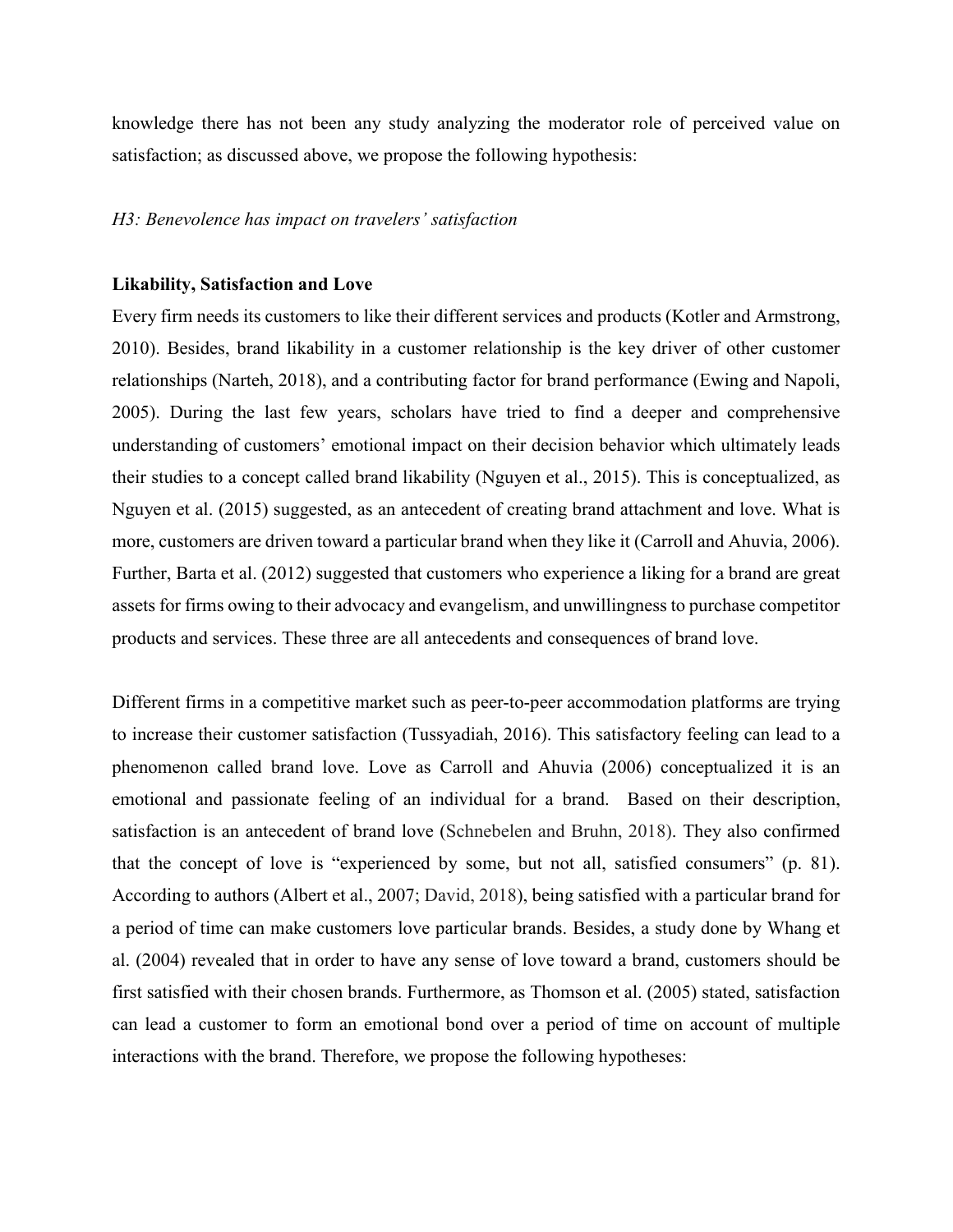knowledge there has not been any study analyzing the moderator role of perceived value on satisfaction; as discussed above, we propose the following hypothesis:

*H3: Benevolence has impact on travelers' satisfaction*

**Likability, Satisfaction and Love**

Every firm needs its customers to like their different services and products (Kotler and Armstrong, 2010). Besides, brand likability in a customer relationship is the key driver of other customer relationships (Narteh, 2018), and a contributing factor for brand performance (Ewing and Napoli, 2005). During the last few years, scholars have tried to find a deeper and comprehensive understanding of customers' emotional impact on their decision behavior which ultimately leads their studies to a concept called brand likability (Nguyen et al., 2015). This is conceptualized, as Nguyen et al. (2015) suggested, as an antecedent of creating brand attachment and love. What is more, customers are driven toward a particular brand when they like it (Carroll and Ahuvia, 2006). Further, Barta et al. (2012) suggested that customers who experience a liking for a brand are great assets for firms owing to their advocacy and evangelism, and unwillingness to purchase competitor products and services. These three are all antecedents and consequences of brand love.

Different firms in a competitive market such as peer-to-peer accommodation platforms are trying to increase their customer satisfaction (Tussyadiah, 2016). This satisfactory feeling can lead to a phenomenon called brand love. Love as Carroll and Ahuvia (2006) conceptualized it is an emotional and passionate feeling of an individual for a brand. Based on their description, satisfaction is an antecedent of brand love (Schnebelen and Bruhn, 2018). They also confirmed that the concept of love is "experienced by some, but not all, satisfied consumers" (p. 81). According to authors (Albert et al., 2007; David, 2018), being satisfied with a particular brand for a period of time can make customers love particular brands. Besides, a study done by Whang et al. (2004) revealed that in order to have any sense of love toward a brand, customers should be first satisfied with their chosen brands. Furthermore, as Thomson et al. (2005) stated, satisfaction can lead a customer to form an emotional bond over a period of time on account of multiple interactions with the brand. Therefore, we propose the following hypotheses: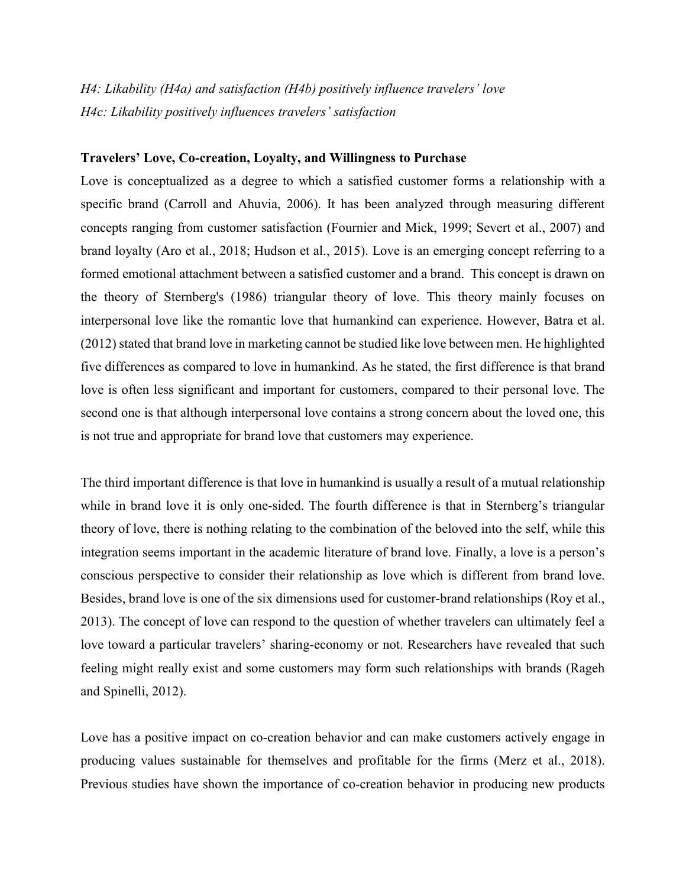*H4: Likability (H4a) and satisfaction (H4b) positively influence travelers' love*
*H4c: Likability positively influences travelers' satisfaction*

**Travelers' Love, Co-creation, Loyalty, and Willingness to Purchase**

Love is conceptualized as a degree to which a satisfied customer forms a relationship with a specific brand (Carroll and Ahuvia, 2006). It has been analyzed through measuring different concepts ranging from customer satisfaction (Fournier and Mick, 1999; Severt et al., 2007) and brand loyalty (Aro et al., 2018; Hudson et al., 2015). Love is an emerging concept referring to a formed emotional attachment between a satisfied customer and a brand. This concept is drawn on the theory of Sternberg's (1986) triangular theory of love. This theory mainly focuses on interpersonal love like the romantic love that humankind can experience. However, Batra et al. (2012) stated that brand love in marketing cannot be studied like love between men. He highlighted five differences as compared to love in humankind. As he stated, the first difference is that brand love is often less significant and important for customers, compared to their personal love. The second one is that although interpersonal love contains a strong concern about the loved one, this is not true and appropriate for brand love that customers may experience.

The third important difference is that love in humankind is usually a result of a mutual relationship while in brand love it is only one-sided. The fourth difference is that in Sternberg's triangular theory of love, there is nothing relating to the combination of the beloved into the self, while this integration seems important in the academic literature of brand love. Finally, a love is a person's conscious perspective to consider their relationship as love which is different from brand love. Besides, brand love is one of the six dimensions used for customer-brand relationships (Roy et al., 2013). The concept of love can respond to the question of whether travelers can ultimately feel a love toward a particular travelers' sharing-economy or not. Researchers have revealed that such feeling might really exist and some customers may form such relationships with brands (Rageh and Spinelli, 2012).

Love has a positive impact on co-creation behavior and can make customers actively engage in producing values sustainable for themselves and profitable for the firms (Merz et al., 2018). Previous studies have shown the importance of co-creation behavior in producing new products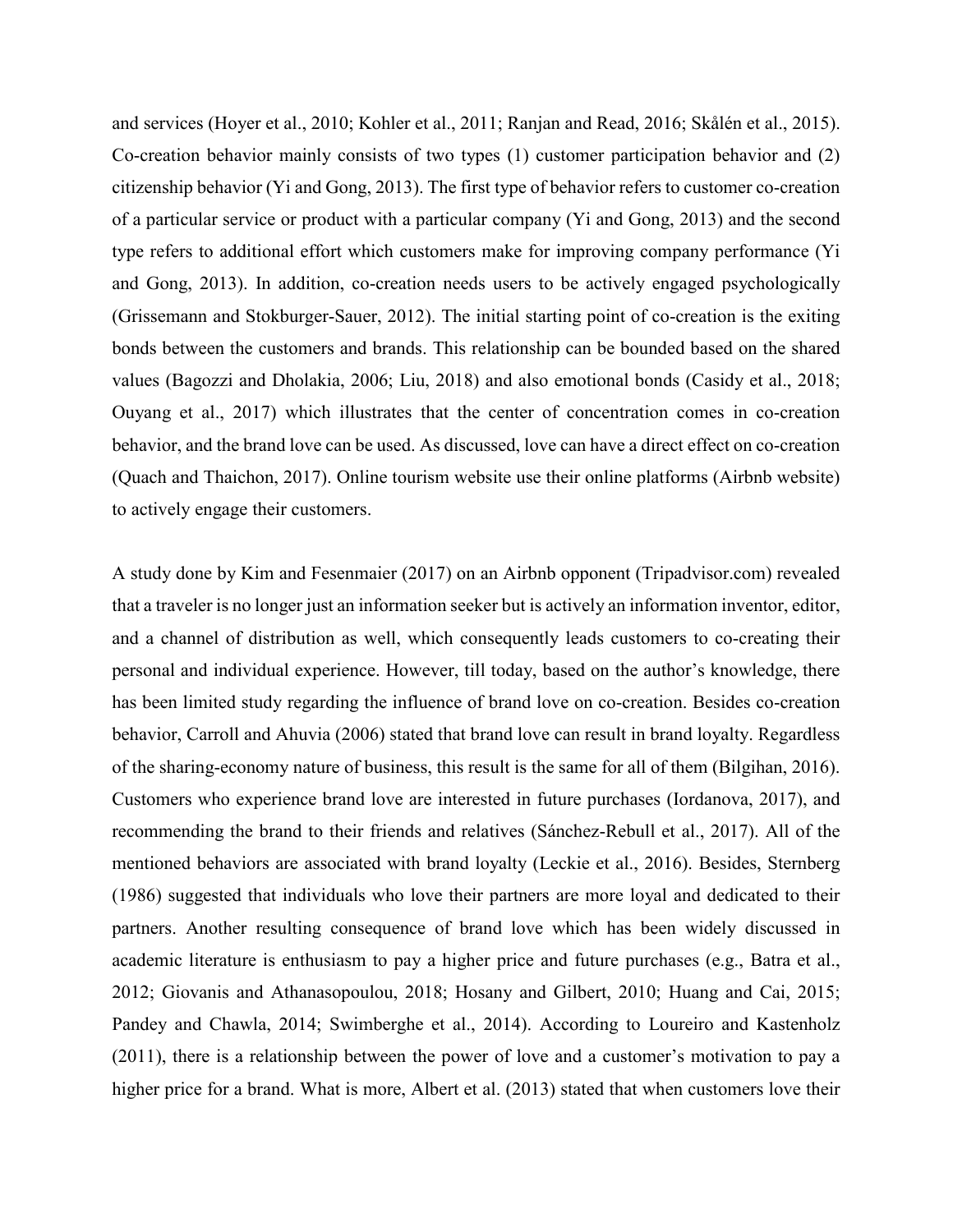and services (Hoyer et al., 2010; Kohler et al., 2011; Ranjan and Read, 2016; Skålén et al., 2015). Co-creation behavior mainly consists of two types (1) customer participation behavior and (2) citizenship behavior (Yi and Gong, 2013). The first type of behavior refers to customer co-creation of a particular service or product with a particular company (Yi and Gong, 2013) and the second type refers to additional effort which customers make for improving company performance (Yi and Gong, 2013). In addition, co-creation needs users to be actively engaged psychologically (Grissemann and Stokburger-Sauer, 2012). The initial starting point of co-creation is the exiting bonds between the customers and brands. This relationship can be bounded based on the shared values (Bagozzi and Dholakia, 2006; Liu, 2018) and also emotional bonds (Casidy et al., 2018; Ouyang et al., 2017) which illustrates that the center of concentration comes in co-creation behavior, and the brand love can be used. As discussed, love can have a direct effect on co-creation (Quach and Thaichon, 2017). Online tourism website use their online platforms (Airbnb website) to actively engage their customers.

A study done by Kim and Fesenmaier (2017) on an Airbnb opponent (Tripadvisor.com) revealed that a traveler is no longer just an information seeker but is actively an information inventor, editor, and a channel of distribution as well, which consequently leads customers to co-creating their personal and individual experience. However, till today, based on the author's knowledge, there has been limited study regarding the influence of brand love on co-creation. Besides co-creation behavior, Carroll and Ahuvia (2006) stated that brand love can result in brand loyalty. Regardless of the sharing-economy nature of business, this result is the same for all of them (Bilgihan, 2016). Customers who experience brand love are interested in future purchases (Iordanova, 2017), and recommending the brand to their friends and relatives (Sánchez-Rebull et al., 2017). All of the mentioned behaviors are associated with brand loyalty (Leckie et al., 2016). Besides, Sternberg (1986) suggested that individuals who love their partners are more loyal and dedicated to their partners. Another resulting consequence of brand love which has been widely discussed in academic literature is enthusiasm to pay a higher price and future purchases (e.g., Batra et al., 2012; Giovanis and Athanasopoulou, 2018; Hosany and Gilbert, 2010; Huang and Cai, 2015; Pandey and Chawla, 2014; Swimberghe et al., 2014). According to Loureiro and Kastenholz (2011), there is a relationship between the power of love and a customer's motivation to pay a higher price for a brand. What is more, Albert et al. (2013) stated that when customers love their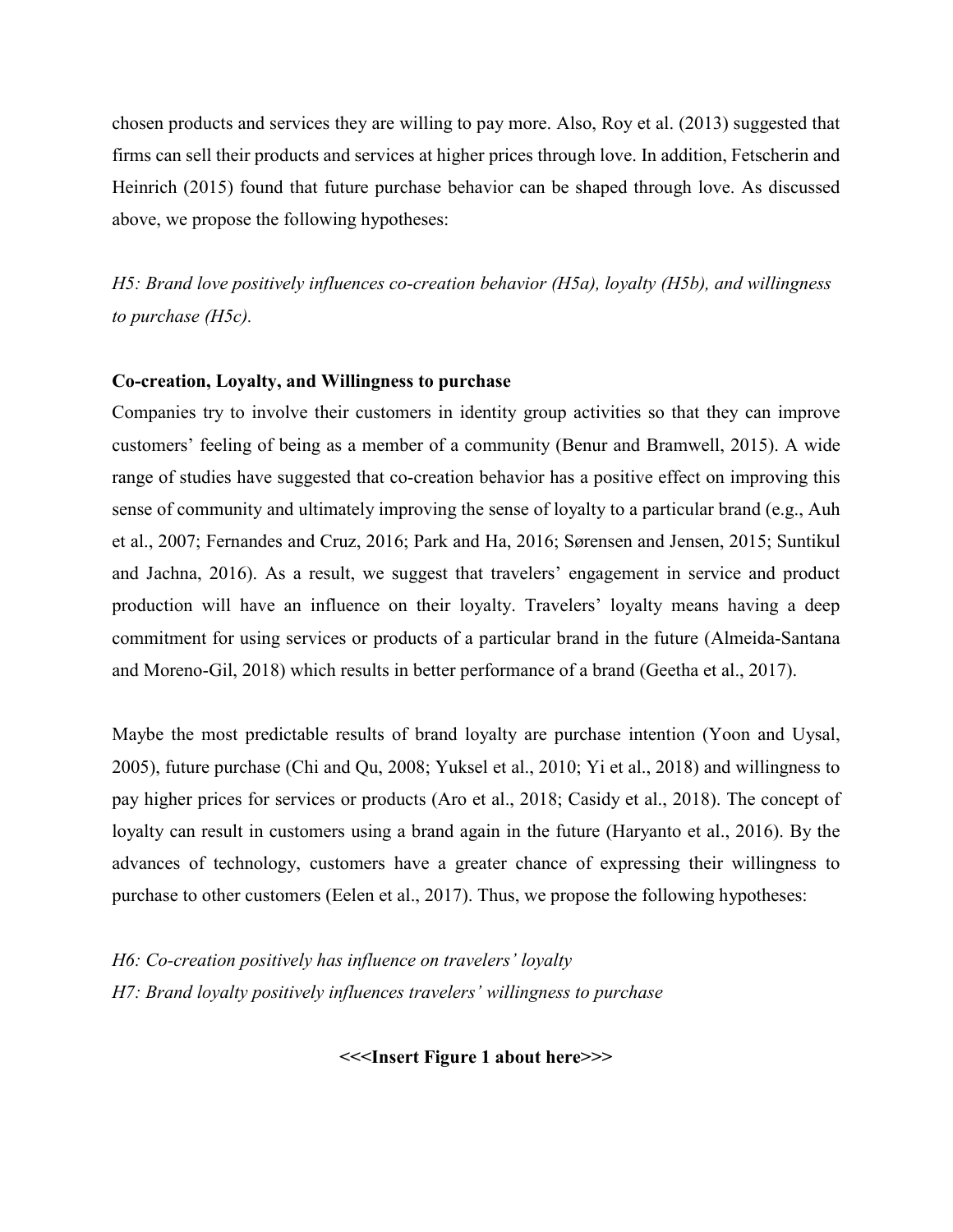chosen products and services they are willing to pay more. Also, Roy et al. (2013) suggested that firms can sell their products and services at higher prices through love. In addition, Fetscherin and Heinrich (2015) found that future purchase behavior can be shaped through love. As discussed above, we propose the following hypotheses:

*H5: Brand love positively influences co-creation behavior (H5a), loyalty (H5b), and willingness to purchase (H5c).*

**Co-creation, Loyalty, and Willingness to purchase**

Companies try to involve their customers in identity group activities so that they can improve customers' feeling of being as a member of a community (Benur and Bramwell, 2015). A wide range of studies have suggested that co-creation behavior has a positive effect on improving this sense of community and ultimately improving the sense of loyalty to a particular brand (e.g., Auh et al., 2007; Fernandes and Cruz, 2016; Park and Ha, 2016; Sørensen and Jensen, 2015; Suntikul and Jachna, 2016). As a result, we suggest that travelers' engagement in service and product production will have an influence on their loyalty. Travelers' loyalty means having a deep commitment for using services or products of a particular brand in the future (Almeida-Santana and Moreno-Gil, 2018) which results in better performance of a brand (Geetha et al., 2017).

Maybe the most predictable results of brand loyalty are purchase intention (Yoon and Uysal, 2005), future purchase (Chi and Qu, 2008; Yuksel et al., 2010; Yi et al., 2018) and willingness to pay higher prices for services or products (Aro et al., 2018; Casidy et al., 2018). The concept of loyalty can result in customers using a brand again in the future (Haryanto et al., 2016). By the advances of technology, customers have a greater chance of expressing their willingness to purchase to other customers (Eelen et al., 2017). Thus, we propose the following hypotheses:

*H6: Co-creation positively has influence on travelers' loyalty*
*H7: Brand loyalty positively influences travelers' willingness to purchase*

**<<<Insert Figure 1 about here>>>**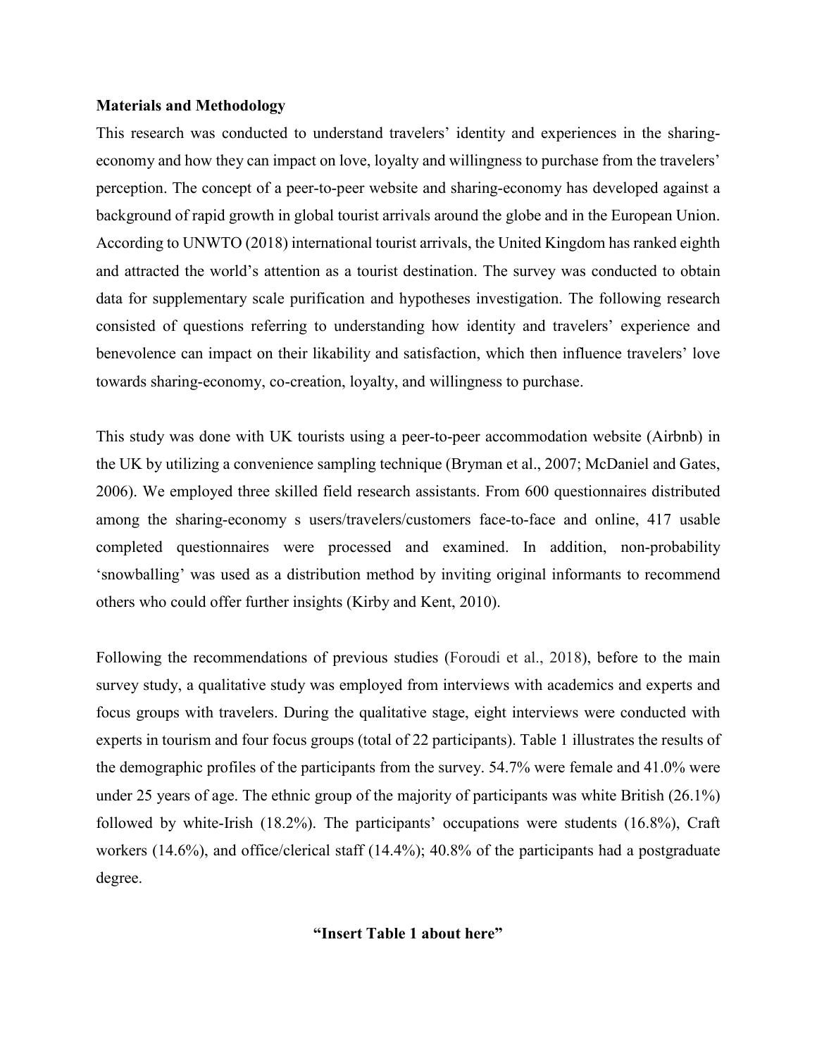**Materials and Methodology**

This research was conducted to understand travelers' identity and experiences in the sharing-economy and how they can impact on love, loyalty and willingness to purchase from the travelers' perception. The concept of a peer-to-peer website and sharing-economy has developed against a background of rapid growth in global tourist arrivals around the globe and in the European Union. According to UNWTO (2018) international tourist arrivals, the United Kingdom has ranked eighth and attracted the world's attention as a tourist destination. The survey was conducted to obtain data for supplementary scale purification and hypotheses investigation. The following research consisted of questions referring to understanding how identity and travelers' experience and benevolence can impact on their likability and satisfaction, which then influence travelers' love towards sharing-economy, co-creation, loyalty, and willingness to purchase.

This study was done with UK tourists using a peer-to-peer accommodation website (Airbnb) in the UK by utilizing a convenience sampling technique (Bryman et al., 2007; McDaniel and Gates, 2006). We employed three skilled field research assistants. From 600 questionnaires distributed among the sharing-economy s users/travelers/customers face-to-face and online, 417 usable completed questionnaires were processed and examined. In addition, non-probability 'snowballing' was used as a distribution method by inviting original informants to recommend others who could offer further insights (Kirby and Kent, 2010).

Following the recommendations of previous studies (Foroudi et al., 2018), before to the main survey study, a qualitative study was employed from interviews with academics and experts and focus groups with travelers. During the qualitative stage, eight interviews were conducted with experts in tourism and four focus groups (total of 22 participants). Table 1 illustrates the results of the demographic profiles of the participants from the survey. 54.7% were female and 41.0% were under 25 years of age. The ethnic group of the majority of participants was white British (26.1%) followed by white-Irish (18.2%). The participants' occupations were students (16.8%), Craft workers (14.6%), and office/clerical staff (14.4%); 40.8% of the participants had a postgraduate degree.

**"Insert Table 1 about here"**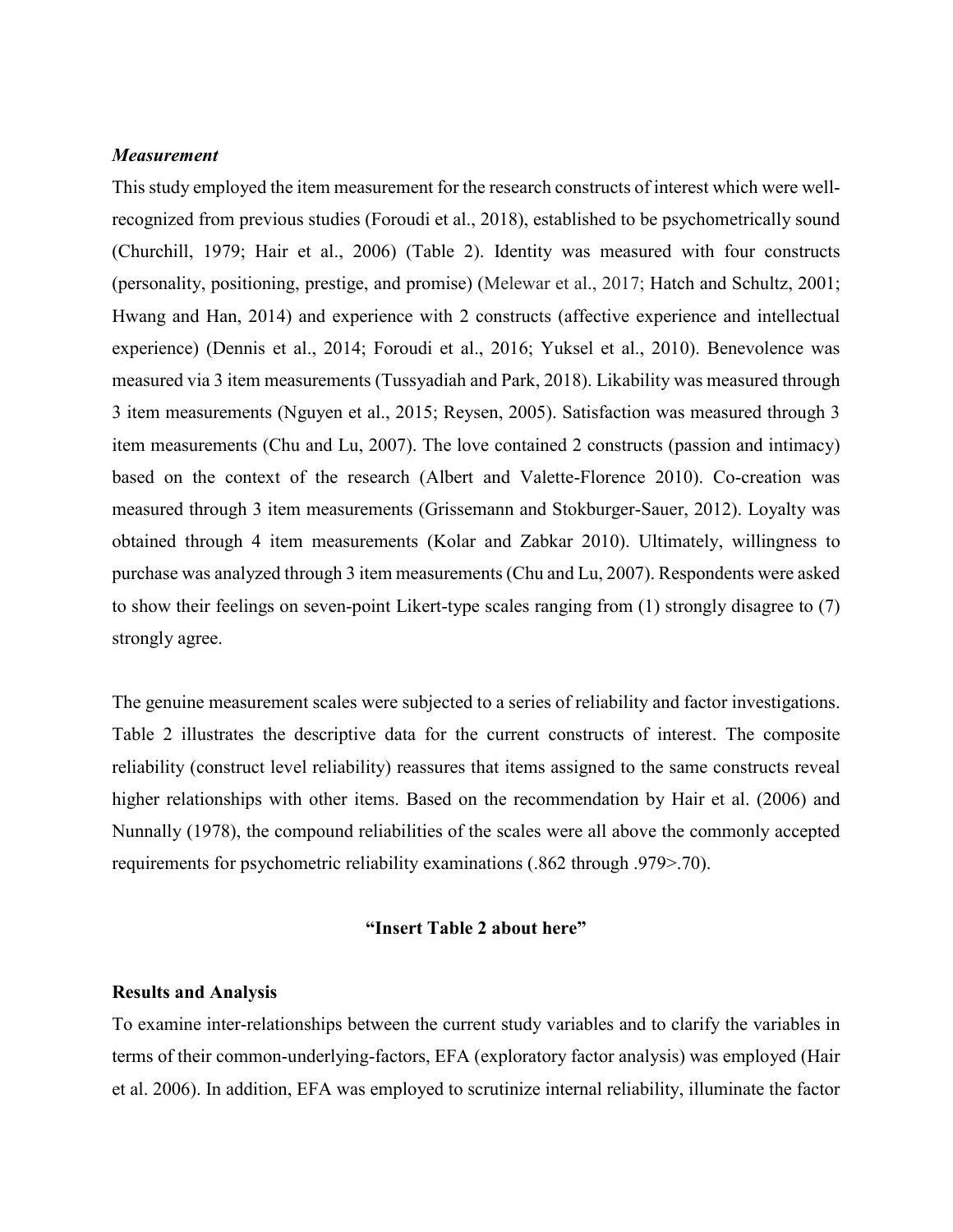### *Measurement*

This study employed the item measurement for the research constructs of interest which were well-recognized from previous studies (Foroudi et al., 2018), established to be psychometrically sound (Churchill, 1979; Hair et al., 2006) (Table 2). Identity was measured with four constructs (personality, positioning, prestige, and promise) (Melewar et al., 2017; Hatch and Schultz, 2001; Hwang and Han, 2014) and experience with 2 constructs (affective experience and intellectual experience) (Dennis et al., 2014; Foroudi et al., 2016; Yuksel et al., 2010). Benevolence was measured via 3 item measurements (Tussyadiah and Park, 2018). Likability was measured through 3 item measurements (Nguyen et al., 2015; Reysen, 2005). Satisfaction was measured through 3 item measurements (Chu and Lu, 2007). The love contained 2 constructs (passion and intimacy) based on the context of the research (Albert and Valette-Florence 2010). Co-creation was measured through 3 item measurements (Grissemann and Stokburger-Sauer, 2012). Loyalty was obtained through 4 item measurements (Kolar and Zabkar 2010). Ultimately, willingness to purchase was analyzed through 3 item measurements (Chu and Lu, 2007). Respondents were asked to show their feelings on seven-point Likert-type scales ranging from (1) strongly disagree to (7) strongly agree.

The genuine measurement scales were subjected to a series of reliability and factor investigations. Table 2 illustrates the descriptive data for the current constructs of interest. The composite reliability (construct level reliability) reassures that items assigned to the same constructs reveal higher relationships with other items. Based on the recommendation by Hair et al. (2006) and Nunnally (1978), the compound reliabilities of the scales were all above the commonly accepted requirements for psychometric reliability examinations (.862 through .979>.70).

**"Insert Table 2 about here"**

## Results and Analysis

To examine inter-relationships between the current study variables and to clarify the variables in terms of their common-underlying-factors, EFA (exploratory factor analysis) was employed (Hair et al. 2006). In addition, EFA was employed to scrutinize internal reliability, illuminate the factor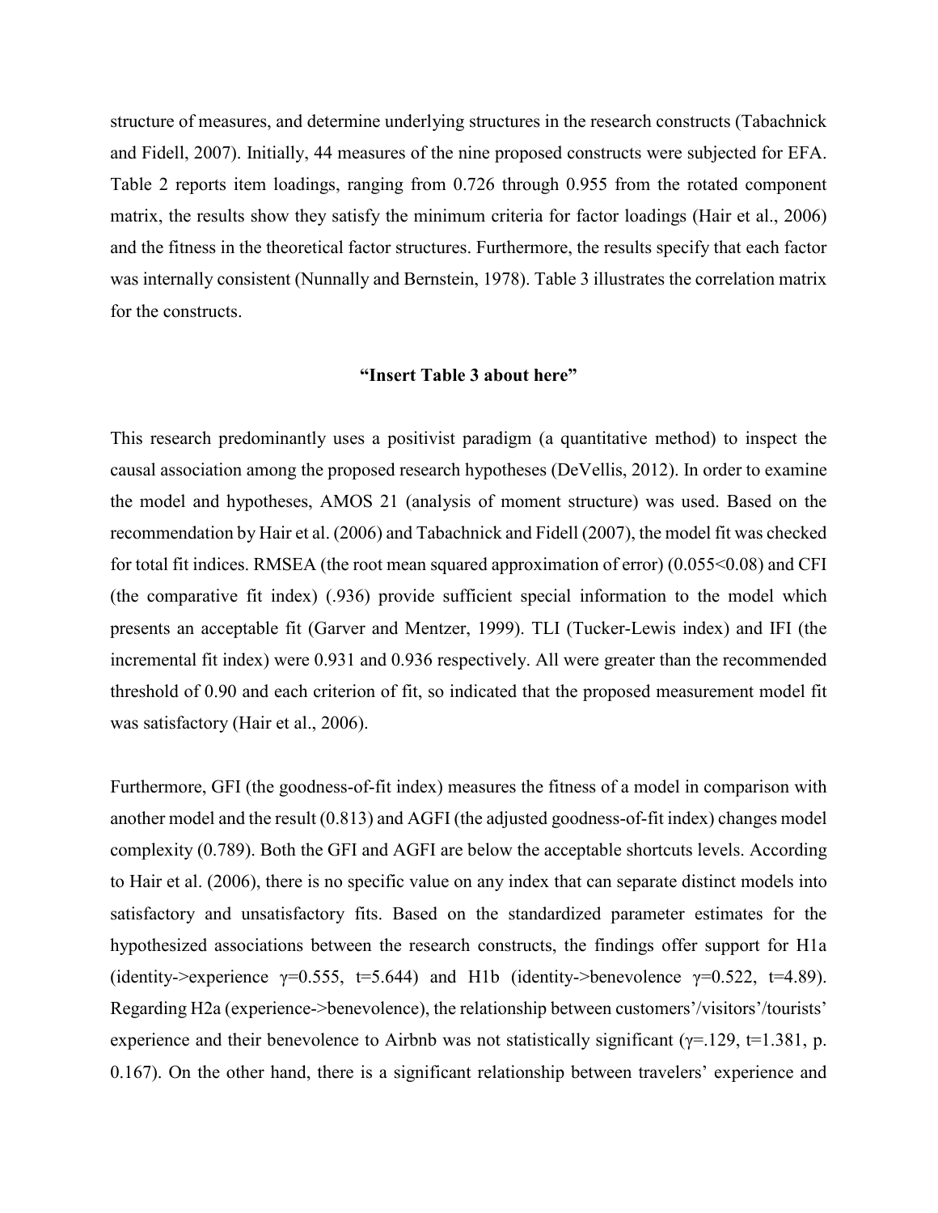structure of measures, and determine underlying structures in the research constructs (Tabachnick and Fidell, 2007). Initially, 44 measures of the nine proposed constructs were subjected for EFA. Table 2 reports item loadings, ranging from 0.726 through 0.955 from the rotated component matrix, the results show they satisfy the minimum criteria for factor loadings (Hair et al., 2006) and the fitness in the theoretical factor structures. Furthermore, the results specify that each factor was internally consistent (Nunnally and Bernstein, 1978). Table 3 illustrates the correlation matrix for the constructs.

**"Insert Table 3 about here"**

This research predominantly uses a positivist paradigm (a quantitative method) to inspect the causal association among the proposed research hypotheses (DeVellis, 2012). In order to examine the model and hypotheses, AMOS 21 (analysis of moment structure) was used. Based on the recommendation by Hair et al. (2006) and Tabachnick and Fidell (2007), the model fit was checked for total fit indices. RMSEA (the root mean squared approximation of error) (0.055<0.08) and CFI (the comparative fit index) (.936) provide sufficient special information to the model which presents an acceptable fit (Garver and Mentzer, 1999). TLI (Tucker-Lewis index) and IFI (the incremental fit index) were 0.931 and 0.936 respectively. All were greater than the recommended threshold of 0.90 and each criterion of fit, so indicated that the proposed measurement model fit was satisfactory (Hair et al., 2006).

Furthermore, GFI (the goodness-of-fit index) measures the fitness of a model in comparison with another model and the result (0.813) and AGFI (the adjusted goodness-of-fit index) changes model complexity (0.789). Both the GFI and AGFI are below the acceptable shortcuts levels. According to Hair et al. (2006), there is no specific value on any index that can separate distinct models into satisfactory and unsatisfactory fits. Based on the standardized parameter estimates for the hypothesized associations between the research constructs, the findings offer support for H1a (identity->experience $\gamma$=0.555, t=5.644) and H1b (identity->benevolence $\gamma$=0.522, t=4.89). Regarding H2a (experience->benevolence), the relationship between customers'/visitors'/tourists' experience and their benevolence to Airbnb was not statistically significant ($\gamma$=.129, t=1.381, p. 0.167). On the other hand, there is a significant relationship between travelers' experience and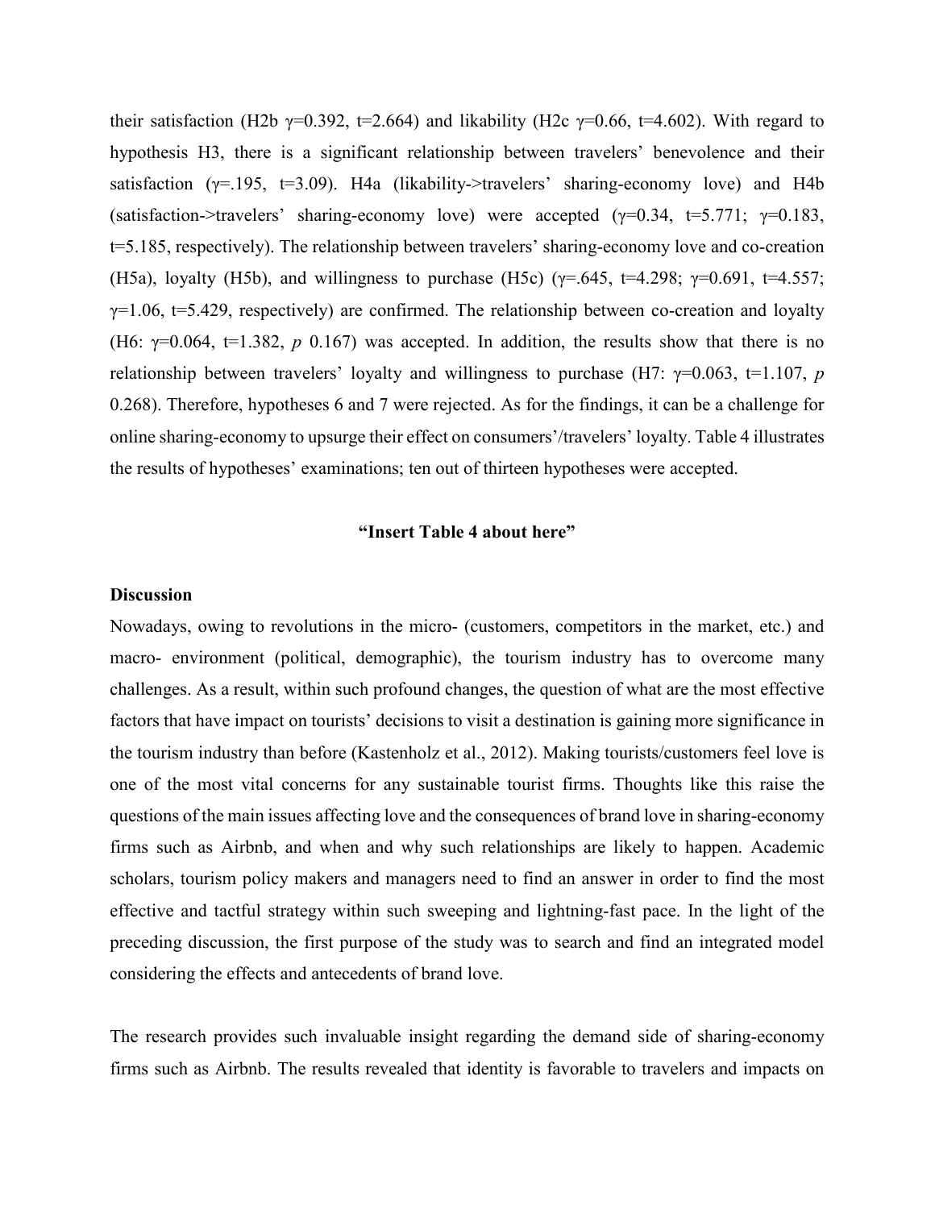their satisfaction (H2b $\gamma$=0.392, t=2.664) and likability (H2c $\gamma$=0.66, t=4.602). With regard to hypothesis H3, there is a significant relationship between travelers' benevolence and their satisfaction ($\gamma$=.195, t=3.09). H4a (likability->travelers' sharing-economy love) and H4b (satisfaction->travelers' sharing-economy love) were accepted ($\gamma$=0.34, t=5.771; $\gamma$=0.183, t=5.185, respectively). The relationship between travelers' sharing-economy love and co-creation (H5a), loyalty (H5b), and willingness to purchase (H5c) ($\gamma$=.645, t=4.298; $\gamma$=0.691, t=4.557; $\gamma$=1.06, t=5.429, respectively) are confirmed. The relationship between co-creation and loyalty (H6: $\gamma$=0.064, t=1.382, *p* 0.167) was accepted. In addition, the results show that there is no relationship between travelers' loyalty and willingness to purchase (H7: $\gamma$=0.063, t=1.107, *p* 0.268). Therefore, hypotheses 6 and 7 were rejected. As for the findings, it can be a challenge for online sharing-economy to upsurge their effect on consumers'/travelers' loyalty. Table 4 illustrates the results of hypotheses' examinations; ten out of thirteen hypotheses were accepted.

**"Insert Table 4 about here"**

## Discussion

Nowadays, owing to revolutions in the micro- (customers, competitors in the market, etc.) and macro- environment (political, demographic), the tourism industry has to overcome many challenges. As a result, within such profound changes, the question of what are the most effective factors that have impact on tourists' decisions to visit a destination is gaining more significance in the tourism industry than before (Kastenholz et al., 2012). Making tourists/customers feel love is one of the most vital concerns for any sustainable tourist firms. Thoughts like this raise the questions of the main issues affecting love and the consequences of brand love in sharing-economy firms such as Airbnb, and when and why such relationships are likely to happen. Academic scholars, tourism policy makers and managers need to find an answer in order to find the most effective and tactful strategy within such sweeping and lightning-fast pace. In the light of the preceding discussion, the first purpose of the study was to search and find an integrated model considering the effects and antecedents of brand love.

The research provides such invaluable insight regarding the demand side of sharing-economy firms such as Airbnb. The results revealed that identity is favorable to travelers and impacts on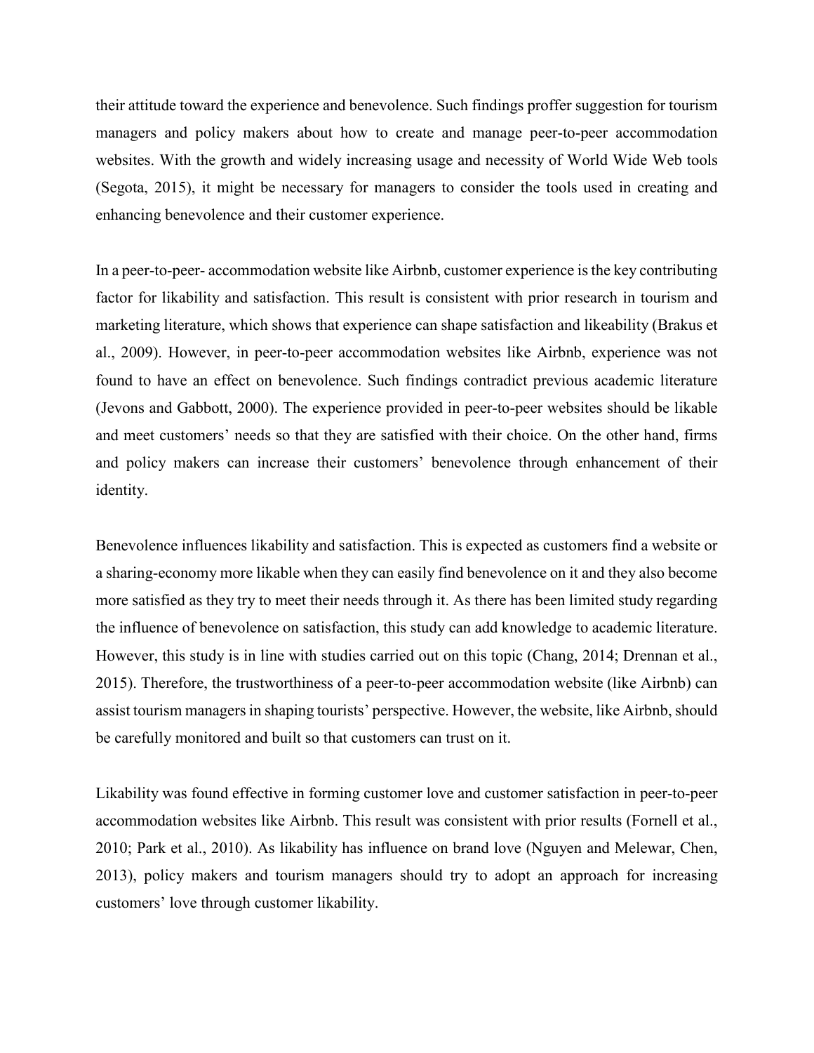their attitude toward the experience and benevolence. Such findings proffer suggestion for tourism managers and policy makers about how to create and manage peer-to-peer accommodation websites. With the growth and widely increasing usage and necessity of World Wide Web tools (Segota, 2015), it might be necessary for managers to consider the tools used in creating and enhancing benevolence and their customer experience.

In a peer-to-peer- accommodation website like Airbnb, customer experience is the key contributing factor for likability and satisfaction. This result is consistent with prior research in tourism and marketing literature, which shows that experience can shape satisfaction and likeability (Brakus et al., 2009). However, in peer-to-peer accommodation websites like Airbnb, experience was not found to have an effect on benevolence. Such findings contradict previous academic literature (Jevons and Gabbott, 2000). The experience provided in peer-to-peer websites should be likable and meet customers' needs so that they are satisfied with their choice. On the other hand, firms and policy makers can increase their customers' benevolence through enhancement of their identity.

Benevolence influences likability and satisfaction. This is expected as customers find a website or a sharing-economy more likable when they can easily find benevolence on it and they also become more satisfied as they try to meet their needs through it. As there has been limited study regarding the influence of benevolence on satisfaction, this study can add knowledge to academic literature. However, this study is in line with studies carried out on this topic (Chang, 2014; Drennan et al., 2015). Therefore, the trustworthiness of a peer-to-peer accommodation website (like Airbnb) can assist tourism managers in shaping tourists' perspective. However, the website, like Airbnb, should be carefully monitored and built so that customers can trust on it.

Likability was found effective in forming customer love and customer satisfaction in peer-to-peer accommodation websites like Airbnb. This result was consistent with prior results (Fornell et al., 2010; Park et al., 2010). As likability has influence on brand love (Nguyen and Melewar, Chen, 2013), policy makers and tourism managers should try to adopt an approach for increasing customers' love through customer likability.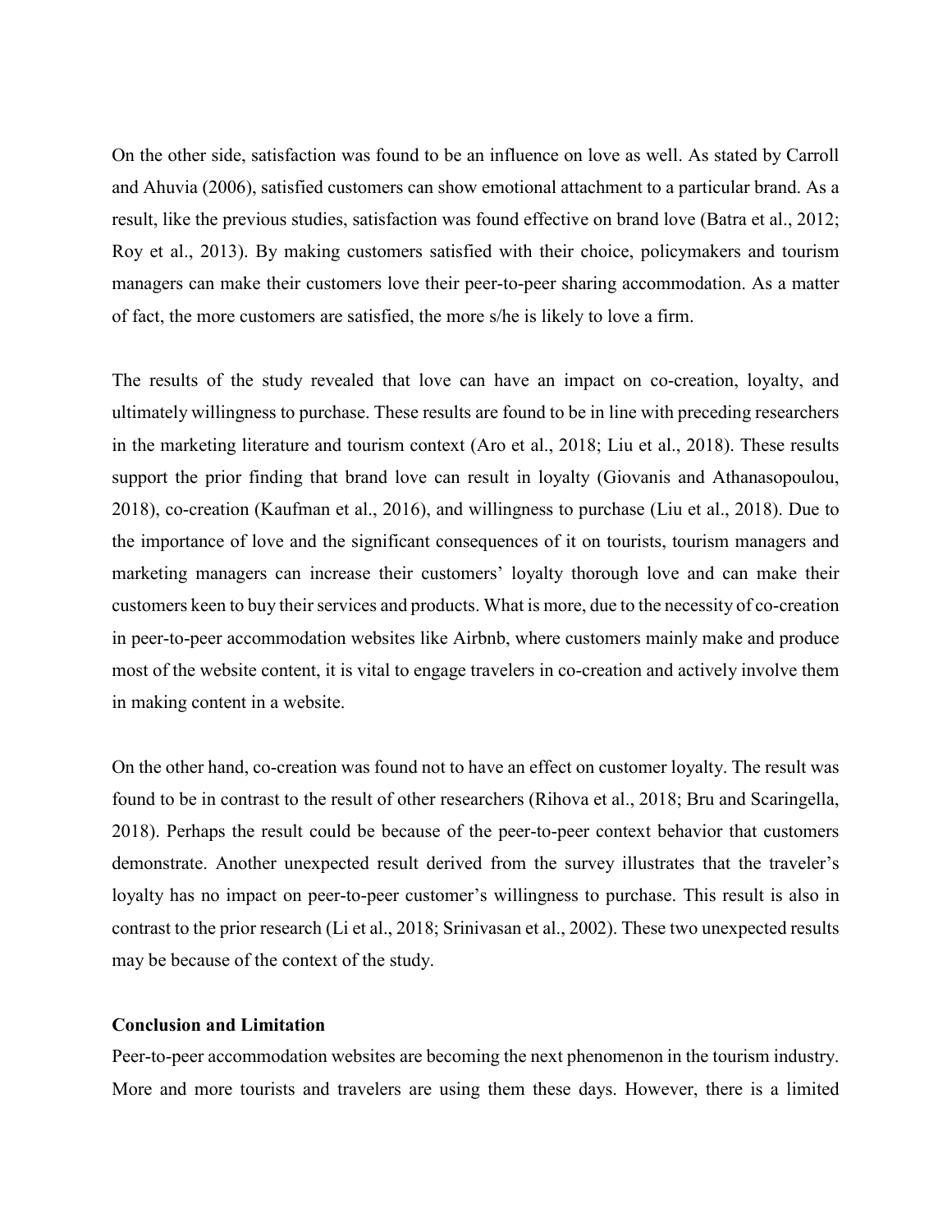On the other side, satisfaction was found to be an influence on love as well. As stated by Carroll and Ahuvia (2006), satisfied customers can show emotional attachment to a particular brand. As a result, like the previous studies, satisfaction was found effective on brand love (Batra et al., 2012; Roy et al., 2013). By making customers satisfied with their choice, policymakers and tourism managers can make their customers love their peer-to-peer sharing accommodation. As a matter of fact, the more customers are satisfied, the more s/he is likely to love a firm.

The results of the study revealed that love can have an impact on co-creation, loyalty, and ultimately willingness to purchase. These results are found to be in line with preceding researchers in the marketing literature and tourism context (Aro et al., 2018; Liu et al., 2018). These results support the prior finding that brand love can result in loyalty (Giovanis and Athanasopoulou, 2018), co-creation (Kaufman et al., 2016), and willingness to purchase (Liu et al., 2018). Due to the importance of love and the significant consequences of it on tourists, tourism managers and marketing managers can increase their customers' loyalty thorough love and can make their customers keen to buy their services and products. What is more, due to the necessity of co-creation in peer-to-peer accommodation websites like Airbnb, where customers mainly make and produce most of the website content, it is vital to engage travelers in co-creation and actively involve them in making content in a website.

On the other hand, co-creation was found not to have an effect on customer loyalty. The result was found to be in contrast to the result of other researchers (Rihova et al., 2018; Bru and Scaringella, 2018). Perhaps the result could be because of the peer-to-peer context behavior that customers demonstrate. Another unexpected result derived from the survey illustrates that the traveler's loyalty has no impact on peer-to-peer customer's willingness to purchase. This result is also in contrast to the prior research (Li et al., 2018; Srinivasan et al., 2002). These two unexpected results may be because of the context of the study.

**Conclusion and Limitation**

Peer-to-peer accommodation websites are becoming the next phenomenon in the tourism industry. More and more tourists and travelers are using them these days. However, there is a limited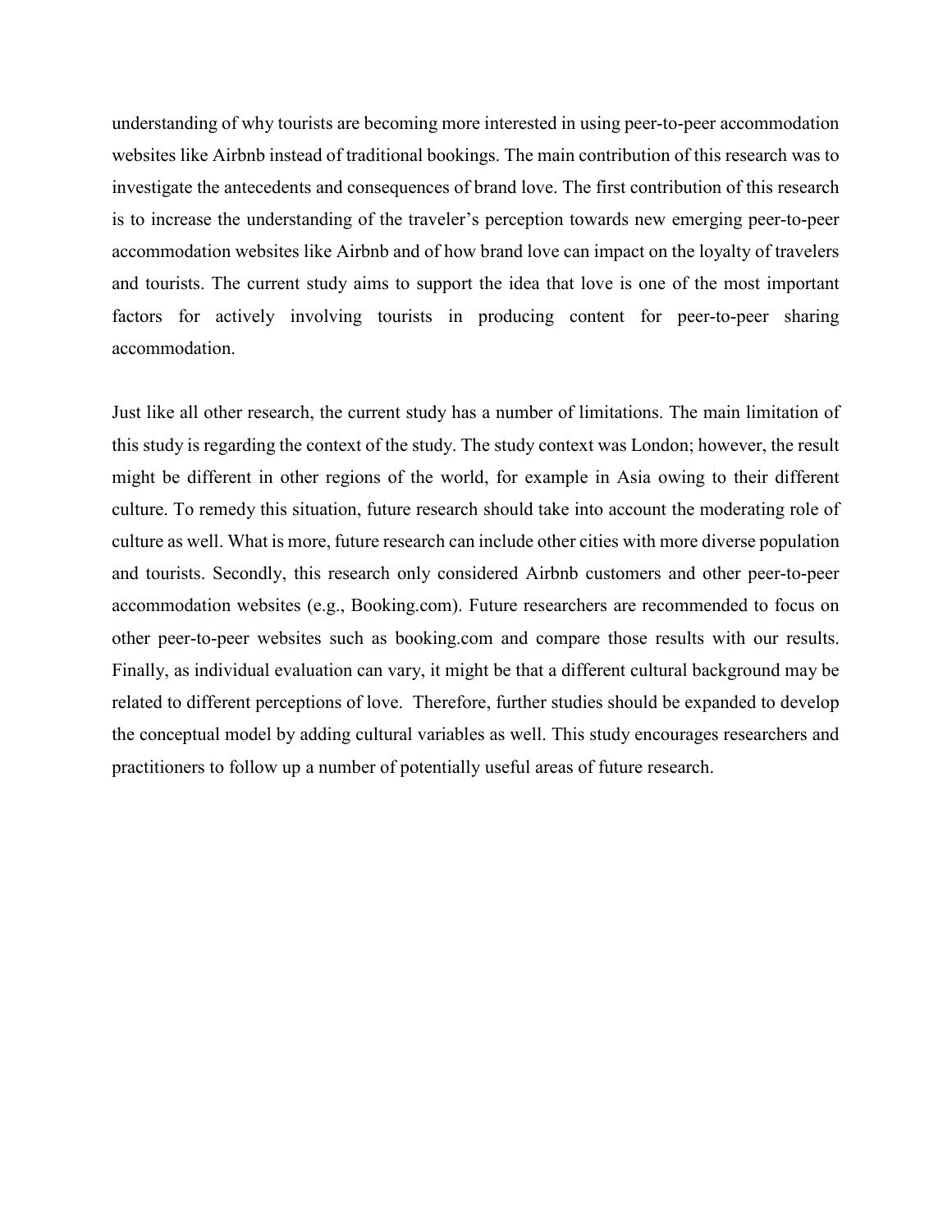understanding of why tourists are becoming more interested in using peer-to-peer accommodation websites like Airbnb instead of traditional bookings. The main contribution of this research was to investigate the antecedents and consequences of brand love. The first contribution of this research is to increase the understanding of the traveler's perception towards new emerging peer-to-peer accommodation websites like Airbnb and of how brand love can impact on the loyalty of travelers and tourists. The current study aims to support the idea that love is one of the most important factors for actively involving tourists in producing content for peer-to-peer sharing accommodation.

Just like all other research, the current study has a number of limitations. The main limitation of this study is regarding the context of the study. The study context was London; however, the result might be different in other regions of the world, for example in Asia owing to their different culture. To remedy this situation, future research should take into account the moderating role of culture as well. What is more, future research can include other cities with more diverse population and tourists. Secondly, this research only considered Airbnb customers and other peer-to-peer accommodation websites (e.g., Booking.com). Future researchers are recommended to focus on other peer-to-peer websites such as booking.com and compare those results with our results. Finally, as individual evaluation can vary, it might be that a different cultural background may be related to different perceptions of love. Therefore, further studies should be expanded to develop the conceptual model by adding cultural variables as well. This study encourages researchers and practitioners to follow up a number of potentially useful areas of future research.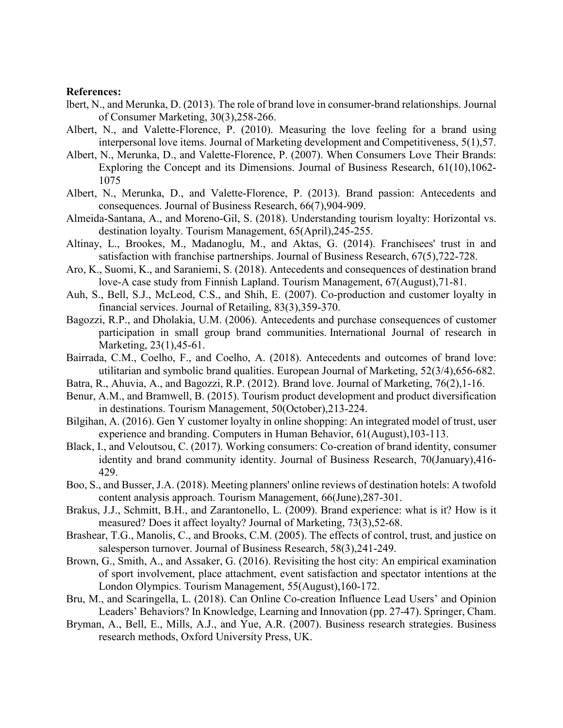**References:**

lbert, N., and Merunka, D. (2013). The role of brand love in consumer-brand relationships. Journal of Consumer Marketing, 30(3),258-266.

Albert, N., and Valette-Florence, P. (2010). Measuring the love feeling for a brand using interpersonal love items. Journal of Marketing development and Competitiveness, 5(1),57.

Albert, N., Merunka, D., and Valette-Florence, P. (2007). When Consumers Love Their Brands: Exploring the Concept and its Dimensions. Journal of Business Research, 61(10),1062-1075

Albert, N., Merunka, D., and Valette-Florence, P. (2013). Brand passion: Antecedents and consequences. Journal of Business Research, 66(7),904-909.

Almeida-Santana, A., and Moreno-Gil, S. (2018). Understanding tourism loyalty: Horizontal vs. destination loyalty. Tourism Management, 65(April),245-255.

Altinay, L., Brookes, M., Madanoglu, M., and Aktas, G. (2014). Franchisees' trust in and satisfaction with franchise partnerships. Journal of Business Research, 67(5),722-728.

Aro, K., Suomi, K., and Saraniemi, S. (2018). Antecedents and consequences of destination brand love-A case study from Finnish Lapland. Tourism Management, 67(August),71-81.

Auh, S., Bell, S.J., McLeod, C.S., and Shih, E. (2007). Co-production and customer loyalty in financial services. Journal of Retailing, 83(3),359-370.

Bagozzi, R.P., and Dholakia, U.M. (2006). Antecedents and purchase consequences of customer participation in small group brand communities. International Journal of research in Marketing, 23(1),45-61.

Bairrada, C.M., Coelho, F., and Coelho, A. (2018). Antecedents and outcomes of brand love: utilitarian and symbolic brand qualities. European Journal of Marketing, 52(3/4),656-682.

Batra, R., Ahuvia, A., and Bagozzi, R.P. (2012). Brand love. Journal of Marketing, 76(2),1-16.

Benur, A.M., and Bramwell, B. (2015). Tourism product development and product diversification in destinations. Tourism Management, 50(October),213-224.

Bilgihan, A. (2016). Gen Y customer loyalty in online shopping: An integrated model of trust, user experience and branding. Computers in Human Behavior, 61(August),103-113.

Black, I., and Veloutsou, C. (2017). Working consumers: Co-creation of brand identity, consumer identity and brand community identity. Journal of Business Research, 70(January),416-429.

Boo, S., and Busser, J.A. (2018). Meeting planners' online reviews of destination hotels: A twofold content analysis approach. Tourism Management, 66(June),287-301.

Brakus, J.J., Schmitt, B.H., and Zarantonello, L. (2009). Brand experience: what is it? How is it measured? Does it affect loyalty? Journal of Marketing, 73(3),52-68.

Brashear, T.G., Manolis, C., and Brooks, C.M. (2005). The effects of control, trust, and justice on salesperson turnover. Journal of Business Research, 58(3),241-249.

Brown, G., Smith, A., and Assaker, G. (2016). Revisiting the host city: An empirical examination of sport involvement, place attachment, event satisfaction and spectator intentions at the London Olympics. Tourism Management, 55(August),160-172.

Bru, M., and Scaringella, L. (2018). Can Online Co-creation Influence Lead Users' and Opinion Leaders' Behaviors? In Knowledge, Learning and Innovation (pp. 27-47). Springer, Cham.

Bryman, A., Bell, E., Mills, A.J., and Yue, A.R. (2007). Business research strategies. Business research methods, Oxford University Press, UK.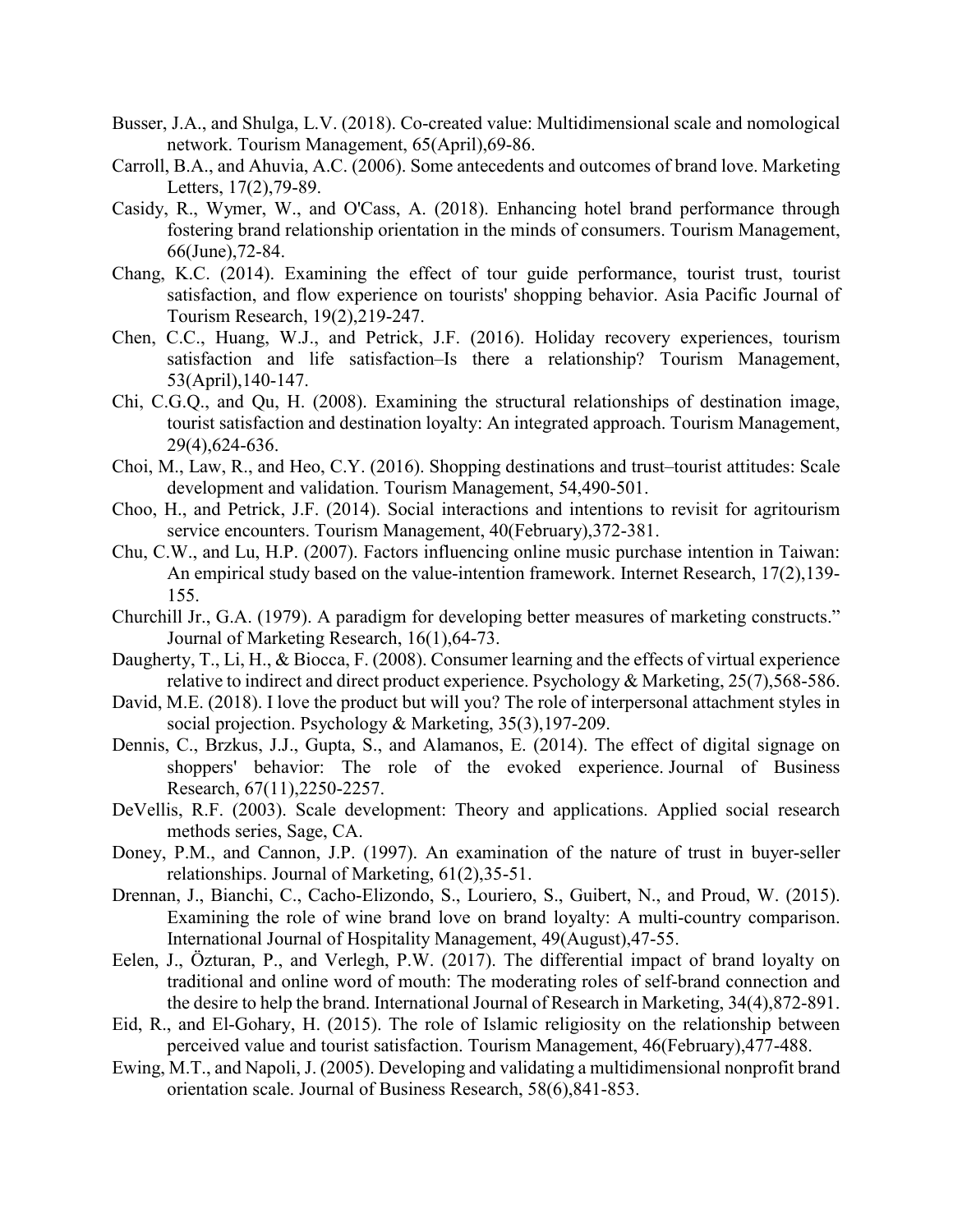Busser, J.A., and Shulga, L.V. (2018). Co-created value: Multidimensional scale and nomological network. Tourism Management, 65(April),69-86.

Carroll, B.A., and Ahuvia, A.C. (2006). Some antecedents and outcomes of brand love. Marketing Letters, 17(2),79-89.

Casidy, R., Wymer, W., and O'Cass, A. (2018). Enhancing hotel brand performance through fostering brand relationship orientation in the minds of consumers. Tourism Management, 66(June),72-84.

Chang, K.C. (2014). Examining the effect of tour guide performance, tourist trust, tourist satisfaction, and flow experience on tourists' shopping behavior. Asia Pacific Journal of Tourism Research, 19(2),219-247.

Chen, C.C., Huang, W.J., and Petrick, J.F. (2016). Holiday recovery experiences, tourism satisfaction and life satisfaction–Is there a relationship? Tourism Management, 53(April),140-147.

Chi, C.G.Q., and Qu, H. (2008). Examining the structural relationships of destination image, tourist satisfaction and destination loyalty: An integrated approach. Tourism Management, 29(4),624-636.

Choi, M., Law, R., and Heo, C.Y. (2016). Shopping destinations and trust–tourist attitudes: Scale development and validation. Tourism Management, 54,490-501.

Choo, H., and Petrick, J.F. (2014). Social interactions and intentions to revisit for agritourism service encounters. Tourism Management, 40(February),372-381.

Chu, C.W., and Lu, H.P. (2007). Factors influencing online music purchase intention in Taiwan: An empirical study based on the value-intention framework. Internet Research, 17(2),139-155.

Churchill Jr., G.A. (1979). A paradigm for developing better measures of marketing constructs." Journal of Marketing Research, 16(1),64-73.

Daugherty, T., Li, H., & Biocca, F. (2008). Consumer learning and the effects of virtual experience relative to indirect and direct product experience. Psychology & Marketing, 25(7),568-586.

David, M.E. (2018). I love the product but will you? The role of interpersonal attachment styles in social projection. Psychology & Marketing, 35(3),197-209.

Dennis, C., Brzkus, J.J., Gupta, S., and Alamanos, E. (2014). The effect of digital signage on shoppers' behavior: The role of the evoked experience. Journal of Business Research, 67(11),2250-2257.

DeVellis, R.F. (2003). Scale development: Theory and applications. Applied social research methods series, Sage, CA.

Doney, P.M., and Cannon, J.P. (1997). An examination of the nature of trust in buyer-seller relationships. Journal of Marketing, 61(2),35-51.

Drennan, J., Bianchi, C., Cacho-Elizondo, S., Louriero, S., Guibert, N., and Proud, W. (2015). Examining the role of wine brand love on brand loyalty: A multi-country comparison. International Journal of Hospitality Management, 49(August),47-55.

Eelen, J., Özturan, P., and Verlegh, P.W. (2017). The differential impact of brand loyalty on traditional and online word of mouth: The moderating roles of self-brand connection and the desire to help the brand. International Journal of Research in Marketing, 34(4),872-891.

Eid, R., and El-Gohary, H. (2015). The role of Islamic religiosity on the relationship between perceived value and tourist satisfaction. Tourism Management, 46(February),477-488.

Ewing, M.T., and Napoli, J. (2005). Developing and validating a multidimensional nonprofit brand orientation scale. Journal of Business Research, 58(6),841-853.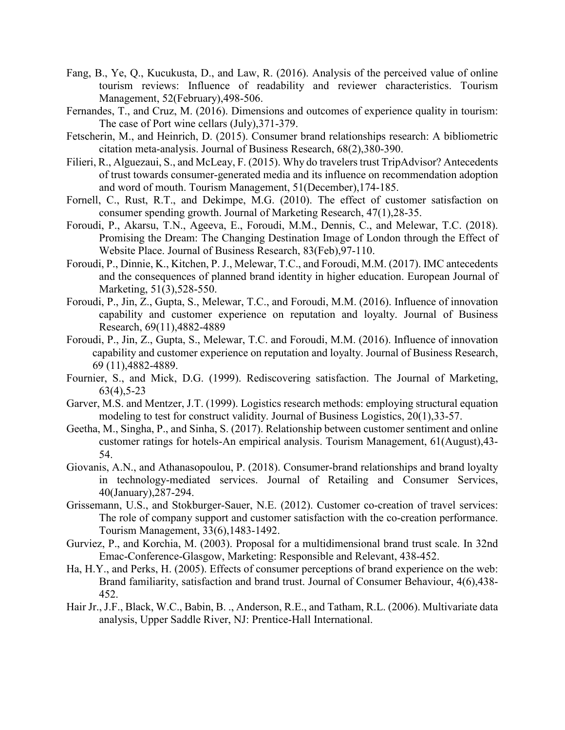Fang, B., Ye, Q., Kucukusta, D., and Law, R. (2016). Analysis of the perceived value of online tourism reviews: Influence of readability and reviewer characteristics. Tourism Management, 52(February),498-506.

Fernandes, T., and Cruz, M. (2016). Dimensions and outcomes of experience quality in tourism: The case of Port wine cellars (July),371-379.

Fetscherin, M., and Heinrich, D. (2015). Consumer brand relationships research: A bibliometric citation meta-analysis. Journal of Business Research, 68(2),380-390.

Filieri, R., Alguezaui, S., and McLeay, F. (2015). Why do travelers trust TripAdvisor? Antecedents of trust towards consumer-generated media and its influence on recommendation adoption and word of mouth. Tourism Management, 51(December),174-185.

Fornell, C., Rust, R.T., and Dekimpe, M.G. (2010). The effect of customer satisfaction on consumer spending growth. Journal of Marketing Research, 47(1),28-35.

Foroudi, P., Akarsu, T.N., Ageeva, E., Foroudi, M.M., Dennis, C., and Melewar, T.C. (2018). Promising the Dream: The Changing Destination Image of London through the Effect of Website Place. Journal of Business Research, 83(Feb),97-110.

Foroudi, P., Dinnie, K., Kitchen, P. J., Melewar, T.C., and Foroudi, M.M. (2017). IMC antecedents and the consequences of planned brand identity in higher education. European Journal of Marketing, 51(3),528-550.

Foroudi, P., Jin, Z., Gupta, S., Melewar, T.C., and Foroudi, M.M. (2016). Influence of innovation capability and customer experience on reputation and loyalty. Journal of Business Research, 69(11),4882-4889

Foroudi, P., Jin, Z., Gupta, S., Melewar, T.C. and Foroudi, M.M. (2016). Influence of innovation capability and customer experience on reputation and loyalty. Journal of Business Research, 69 (11),4882-4889.

Fournier, S., and Mick, D.G. (1999). Rediscovering satisfaction. The Journal of Marketing, 63(4),5-23

Garver, M.S. and Mentzer, J.T. (1999). Logistics research methods: employing structural equation modeling to test for construct validity. Journal of Business Logistics, 20(1),33-57.

Geetha, M., Singha, P., and Sinha, S. (2017). Relationship between customer sentiment and online customer ratings for hotels-An empirical analysis. Tourism Management, 61(August),43-54.

Giovanis, A.N., and Athanasopoulou, P. (2018). Consumer-brand relationships and brand loyalty in technology-mediated services. Journal of Retailing and Consumer Services, 40(January),287-294.

Grissemann, U.S., and Stokburger-Sauer, N.E. (2012). Customer co-creation of travel services: The role of company support and customer satisfaction with the co-creation performance. Tourism Management, 33(6),1483-1492.

Gurviez, P., and Korchia, M. (2003). Proposal for a multidimensional brand trust scale. In 32nd Emac-Conference-Glasgow, Marketing: Responsible and Relevant, 438-452.

Ha, H.Y., and Perks, H. (2005). Effects of consumer perceptions of brand experience on the web: Brand familiarity, satisfaction and brand trust. Journal of Consumer Behaviour, 4(6),438-452.

Hair Jr., J.F., Black, W.C., Babin, B. ., Anderson, R.E., and Tatham, R.L. (2006). Multivariate data analysis, Upper Saddle River, NJ: Prentice-Hall International.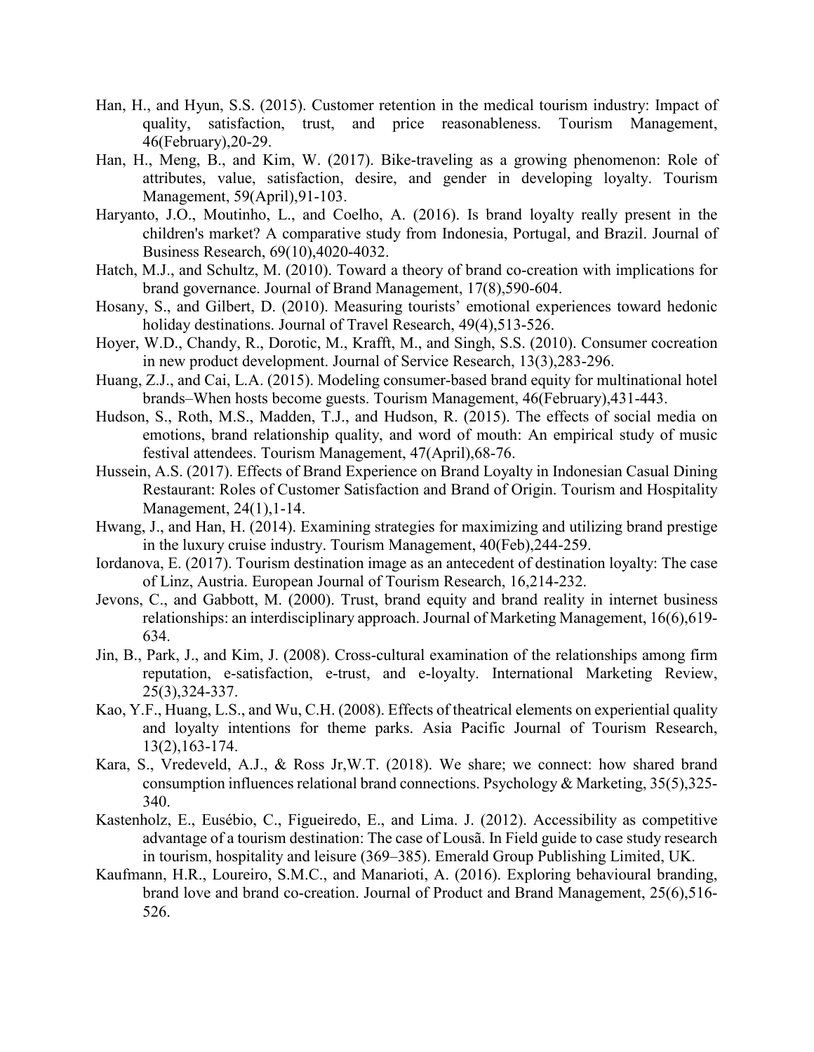Han, H., and Hyun, S.S. (2015). Customer retention in the medical tourism industry: Impact of quality, satisfaction, trust, and price reasonableness. Tourism Management, 46(February),20-29.

Han, H., Meng, B., and Kim, W. (2017). Bike-traveling as a growing phenomenon: Role of attributes, value, satisfaction, desire, and gender in developing loyalty. Tourism Management, 59(April),91-103.

Haryanto, J.O., Moutinho, L., and Coelho, A. (2016). Is brand loyalty really present in the children's market? A comparative study from Indonesia, Portugal, and Brazil. Journal of Business Research, 69(10),4020-4032.

Hatch, M.J., and Schultz, M. (2010). Toward a theory of brand co-creation with implications for brand governance. Journal of Brand Management, 17(8),590-604.

Hosany, S., and Gilbert, D. (2010). Measuring tourists' emotional experiences toward hedonic holiday destinations. Journal of Travel Research, 49(4),513-526.

Hoyer, W.D., Chandy, R., Dorotic, M., Krafft, M., and Singh, S.S. (2010). Consumer cocreation in new product development. Journal of Service Research, 13(3),283-296.

Huang, Z.J., and Cai, L.A. (2015). Modeling consumer-based brand equity for multinational hotel brands–When hosts become guests. Tourism Management, 46(February),431-443.

Hudson, S., Roth, M.S., Madden, T.J., and Hudson, R. (2015). The effects of social media on emotions, brand relationship quality, and word of mouth: An empirical study of music festival attendees. Tourism Management, 47(April),68-76.

Hussein, A.S. (2017). Effects of Brand Experience on Brand Loyalty in Indonesian Casual Dining Restaurant: Roles of Customer Satisfaction and Brand of Origin. Tourism and Hospitality Management, 24(1),1-14.

Hwang, J., and Han, H. (2014). Examining strategies for maximizing and utilizing brand prestige in the luxury cruise industry. Tourism Management, 40(Feb),244-259.

Iordanova, E. (2017). Tourism destination image as an antecedent of destination loyalty: The case of Linz, Austria. European Journal of Tourism Research, 16,214-232.

Jevons, C., and Gabbott, M. (2000). Trust, brand equity and brand reality in internet business relationships: an interdisciplinary approach. Journal of Marketing Management, 16(6),619-634.

Jin, B., Park, J., and Kim, J. (2008). Cross-cultural examination of the relationships among firm reputation, e-satisfaction, e-trust, and e-loyalty. International Marketing Review, 25(3),324-337.

Kao, Y.F., Huang, L.S., and Wu, C.H. (2008). Effects of theatrical elements on experiential quality and loyalty intentions for theme parks. Asia Pacific Journal of Tourism Research, 13(2),163-174.

Kara, S., Vredeveld, A.J., & Ross Jr,W.T. (2018). We share; we connect: how shared brand consumption influences relational brand connections. Psychology & Marketing, 35(5),325-340.

Kastenholz, E., Eusébio, C., Figueiredo, E., and Lima. J. (2012). Accessibility as competitive advantage of a tourism destination: The case of Lousã. In Field guide to case study research in tourism, hospitality and leisure (369–385). Emerald Group Publishing Limited, UK.

Kaufmann, H.R., Loureiro, S.M.C., and Manarioti, A. (2016). Exploring behavioural branding, brand love and brand co-creation. Journal of Product and Brand Management, 25(6),516-526.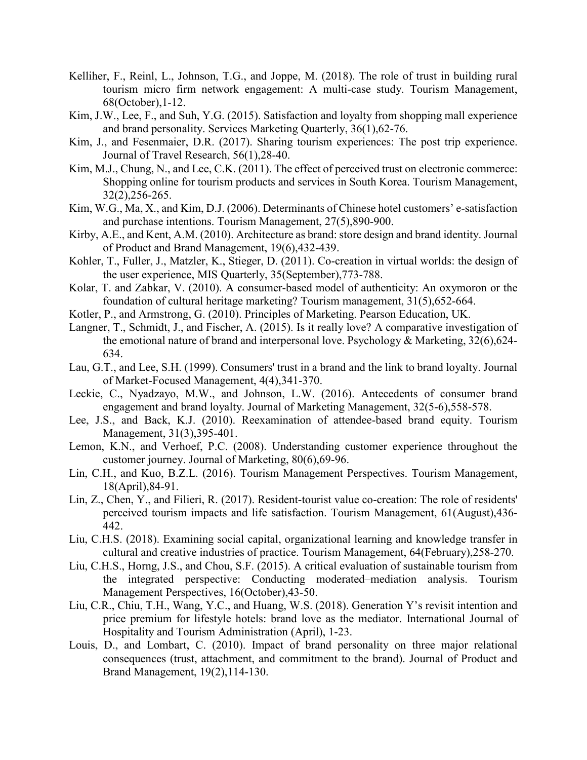Kelliher, F., Reinl, L., Johnson, T.G., and Joppe, M. (2018). The role of trust in building rural tourism micro firm network engagement: A multi-case study. Tourism Management, 68(October),1-12.

Kim, J.W., Lee, F., and Suh, Y.G. (2015). Satisfaction and loyalty from shopping mall experience and brand personality. Services Marketing Quarterly, 36(1),62-76.

Kim, J., and Fesenmaier, D.R. (2017). Sharing tourism experiences: The post trip experience. Journal of Travel Research, 56(1),28-40.

Kim, M.J., Chung, N., and Lee, C.K. (2011). The effect of perceived trust on electronic commerce: Shopping online for tourism products and services in South Korea. Tourism Management, 32(2),256-265.

Kim, W.G., Ma, X., and Kim, D.J. (2006). Determinants of Chinese hotel customers' e-satisfaction and purchase intentions. Tourism Management, 27(5),890-900.

Kirby, A.E., and Kent, A.M. (2010). Architecture as brand: store design and brand identity. Journal of Product and Brand Management, 19(6),432-439.

Kohler, T., Fuller, J., Matzler, K., Stieger, D. (2011). Co-creation in virtual worlds: the design of the user experience, MIS Quarterly, 35(September),773-788.

Kolar, T. and Zabkar, V. (2010). A consumer-based model of authenticity: An oxymoron or the foundation of cultural heritage marketing? Tourism management, 31(5),652-664.

Kotler, P., and Armstrong, G. (2010). Principles of Marketing. Pearson Education, UK.

Langner, T., Schmidt, J., and Fischer, A. (2015). Is it really love? A comparative investigation of the emotional nature of brand and interpersonal love. Psychology & Marketing, 32(6),624-634.

Lau, G.T., and Lee, S.H. (1999). Consumers' trust in a brand and the link to brand loyalty. Journal of Market-Focused Management, 4(4),341-370.

Leckie, C., Nyadzayo, M.W., and Johnson, L.W. (2016). Antecedents of consumer brand engagement and brand loyalty. Journal of Marketing Management, 32(5-6),558-578.

Lee, J.S., and Back, K.J. (2010). Reexamination of attendee-based brand equity. Tourism Management, 31(3),395-401.

Lemon, K.N., and Verhoef, P.C. (2008). Understanding customer experience throughout the customer journey. Journal of Marketing, 80(6),69-96.

Lin, C.H., and Kuo, B.Z.L. (2016). Tourism Management Perspectives. Tourism Management, 18(April),84-91.

Lin, Z., Chen, Y., and Filieri, R. (2017). Resident-tourist value co-creation: The role of residents' perceived tourism impacts and life satisfaction. Tourism Management, 61(August),436-442.

Liu, C.H.S. (2018). Examining social capital, organizational learning and knowledge transfer in cultural and creative industries of practice. Tourism Management, 64(February),258-270.

Liu, C.H.S., Horng, J.S., and Chou, S.F. (2015). A critical evaluation of sustainable tourism from the integrated perspective: Conducting moderated–mediation analysis. Tourism Management Perspectives, 16(October),43-50.

Liu, C.R., Chiu, T.H., Wang, Y.C., and Huang, W.S. (2018). Generation Y's revisit intention and price premium for lifestyle hotels: brand love as the mediator. International Journal of Hospitality and Tourism Administration (April), 1-23.

Louis, D., and Lombart, C. (2010). Impact of brand personality on three major relational consequences (trust, attachment, and commitment to the brand). Journal of Product and Brand Management, 19(2),114-130.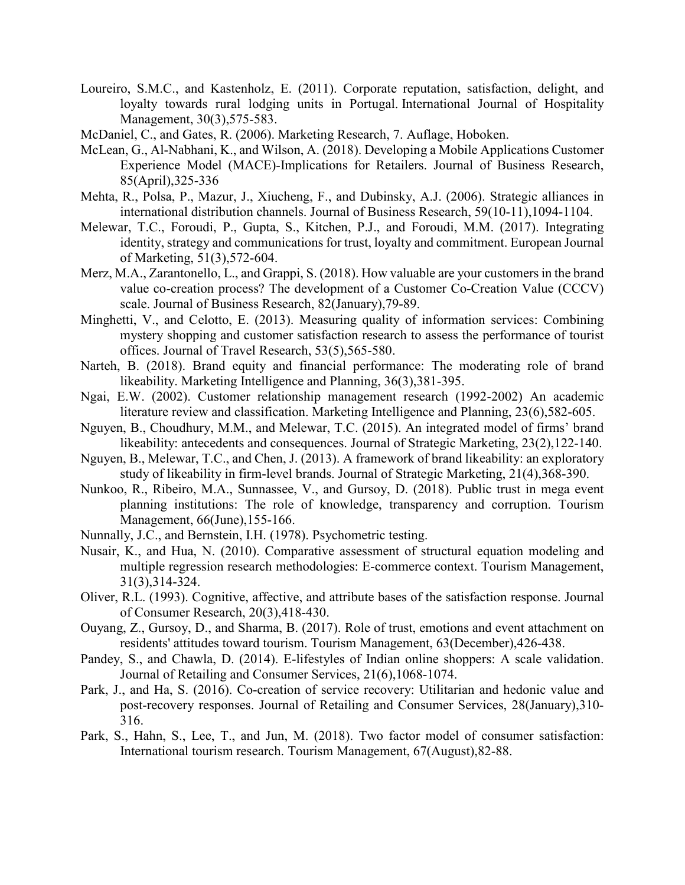Loureiro, S.M.C., and Kastenholz, E. (2011). Corporate reputation, satisfaction, delight, and loyalty towards rural lodging units in Portugal. International Journal of Hospitality Management, 30(3),575-583.

McDaniel, C., and Gates, R. (2006). Marketing Research, 7. Auflage, Hoboken.

McLean, G., Al-Nabhani, K., and Wilson, A. (2018). Developing a Mobile Applications Customer Experience Model (MACE)-Implications for Retailers. Journal of Business Research, 85(April),325-336

Mehta, R., Polsa, P., Mazur, J., Xiucheng, F., and Dubinsky, A.J. (2006). Strategic alliances in international distribution channels. Journal of Business Research, 59(10-11),1094-1104.

Melewar, T.C., Foroudi, P., Gupta, S., Kitchen, P.J., and Foroudi, M.M. (2017). Integrating identity, strategy and communications for trust, loyalty and commitment. European Journal of Marketing, 51(3),572-604.

Merz, M.A., Zarantonello, L., and Grappi, S. (2018). How valuable are your customers in the brand value co-creation process? The development of a Customer Co-Creation Value (CCCV) scale. Journal of Business Research, 82(January),79-89.

Minghetti, V., and Celotto, E. (2013). Measuring quality of information services: Combining mystery shopping and customer satisfaction research to assess the performance of tourist offices. Journal of Travel Research, 53(5),565-580.

Narteh, B. (2018). Brand equity and financial performance: The moderating role of brand likeability. Marketing Intelligence and Planning, 36(3),381-395.

Ngai, E.W. (2002). Customer relationship management research (1992-2002) An academic literature review and classification. Marketing Intelligence and Planning, 23(6),582-605.

Nguyen, B., Choudhury, M.M., and Melewar, T.C. (2015). An integrated model of firms' brand likeability: antecedents and consequences. Journal of Strategic Marketing, 23(2),122-140.

Nguyen, B., Melewar, T.C., and Chen, J. (2013). A framework of brand likeability: an exploratory study of likeability in firm-level brands. Journal of Strategic Marketing, 21(4),368-390.

Nunkoo, R., Ribeiro, M.A., Sunnassee, V., and Gursoy, D. (2018). Public trust in mega event planning institutions: The role of knowledge, transparency and corruption. Tourism Management, 66(June),155-166.

Nunnally, J.C., and Bernstein, I.H. (1978). Psychometric testing.

Nusair, K., and Hua, N. (2010). Comparative assessment of structural equation modeling and multiple regression research methodologies: E-commerce context. Tourism Management, 31(3),314-324.

Oliver, R.L. (1993). Cognitive, affective, and attribute bases of the satisfaction response. Journal of Consumer Research, 20(3),418-430.

Ouyang, Z., Gursoy, D., and Sharma, B. (2017). Role of trust, emotions and event attachment on residents' attitudes toward tourism. Tourism Management, 63(December),426-438.

Pandey, S., and Chawla, D. (2014). E-lifestyles of Indian online shoppers: A scale validation. Journal of Retailing and Consumer Services, 21(6),1068-1074.

Park, J., and Ha, S. (2016). Co-creation of service recovery: Utilitarian and hedonic value and post-recovery responses. Journal of Retailing and Consumer Services, 28(January),310-316.

Park, S., Hahn, S., Lee, T., and Jun, M. (2018). Two factor model of consumer satisfaction: International tourism research. Tourism Management, 67(August),82-88.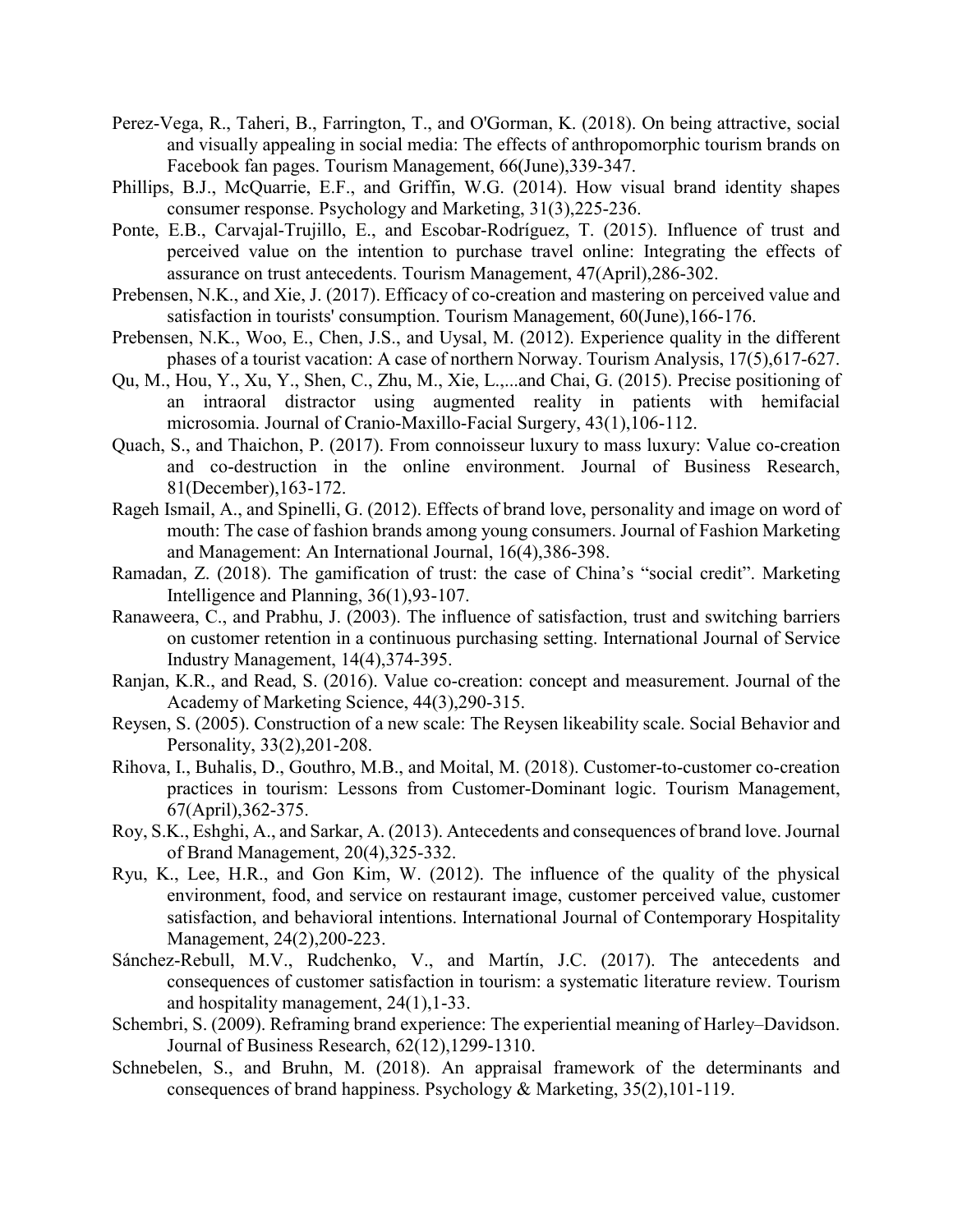Perez-Vega, R., Taheri, B., Farrington, T., and O'Gorman, K. (2018). On being attractive, social and visually appealing in social media: The effects of anthropomorphic tourism brands on Facebook fan pages. Tourism Management, 66(June),339-347.

Phillips, B.J., McQuarrie, E.F., and Griffin, W.G. (2014). How visual brand identity shapes consumer response. Psychology and Marketing, 31(3),225-236.

Ponte, E.B., Carvajal-Trujillo, E., and Escobar-Rodríguez, T. (2015). Influence of trust and perceived value on the intention to purchase travel online: Integrating the effects of assurance on trust antecedents. Tourism Management, 47(April),286-302.

Prebensen, N.K., and Xie, J. (2017). Efficacy of co-creation and mastering on perceived value and satisfaction in tourists' consumption. Tourism Management, 60(June),166-176.

Prebensen, N.K., Woo, E., Chen, J.S., and Uysal, M. (2012). Experience quality in the different phases of a tourist vacation: A case of northern Norway. Tourism Analysis, 17(5),617-627.

Qu, M., Hou, Y., Xu, Y., Shen, C., Zhu, M., Xie, L.,...and Chai, G. (2015). Precise positioning of an intraoral distractor using augmented reality in patients with hemifacial microsomia. Journal of Cranio-Maxillo-Facial Surgery, 43(1),106-112.

Quach, S., and Thaichon, P. (2017). From connoisseur luxury to mass luxury: Value co-creation and co-destruction in the online environment. Journal of Business Research, 81(December),163-172.

Rageh Ismail, A., and Spinelli, G. (2012). Effects of brand love, personality and image on word of mouth: The case of fashion brands among young consumers. Journal of Fashion Marketing and Management: An International Journal, 16(4),386-398.

Ramadan, Z. (2018). The gamification of trust: the case of China's "social credit". Marketing Intelligence and Planning, 36(1),93-107.

Ranaweera, C., and Prabhu, J. (2003). The influence of satisfaction, trust and switching barriers on customer retention in a continuous purchasing setting. International Journal of Service Industry Management, 14(4),374-395.

Ranjan, K.R., and Read, S. (2016). Value co-creation: concept and measurement. Journal of the Academy of Marketing Science, 44(3),290-315.

Reysen, S. (2005). Construction of a new scale: The Reysen likeability scale. Social Behavior and Personality, 33(2),201-208.

Rihova, I., Buhalis, D., Gouthro, M.B., and Moital, M. (2018). Customer-to-customer co-creation practices in tourism: Lessons from Customer-Dominant logic. Tourism Management, 67(April),362-375.

Roy, S.K., Eshghi, A., and Sarkar, A. (2013). Antecedents and consequences of brand love. Journal of Brand Management, 20(4),325-332.

Ryu, K., Lee, H.R., and Gon Kim, W. (2012). The influence of the quality of the physical environment, food, and service on restaurant image, customer perceived value, customer satisfaction, and behavioral intentions. International Journal of Contemporary Hospitality Management, 24(2),200-223.

Sánchez-Rebull, M.V., Rudchenko, V., and Martín, J.C. (2017). The antecedents and consequences of customer satisfaction in tourism: a systematic literature review. Tourism and hospitality management, 24(1),1-33.

Schembri, S. (2009). Reframing brand experience: The experiential meaning of Harley–Davidson. Journal of Business Research, 62(12),1299-1310.

Schnebelen, S., and Bruhn, M. (2018). An appraisal framework of the determinants and consequences of brand happiness. Psychology & Marketing, 35(2),101-119.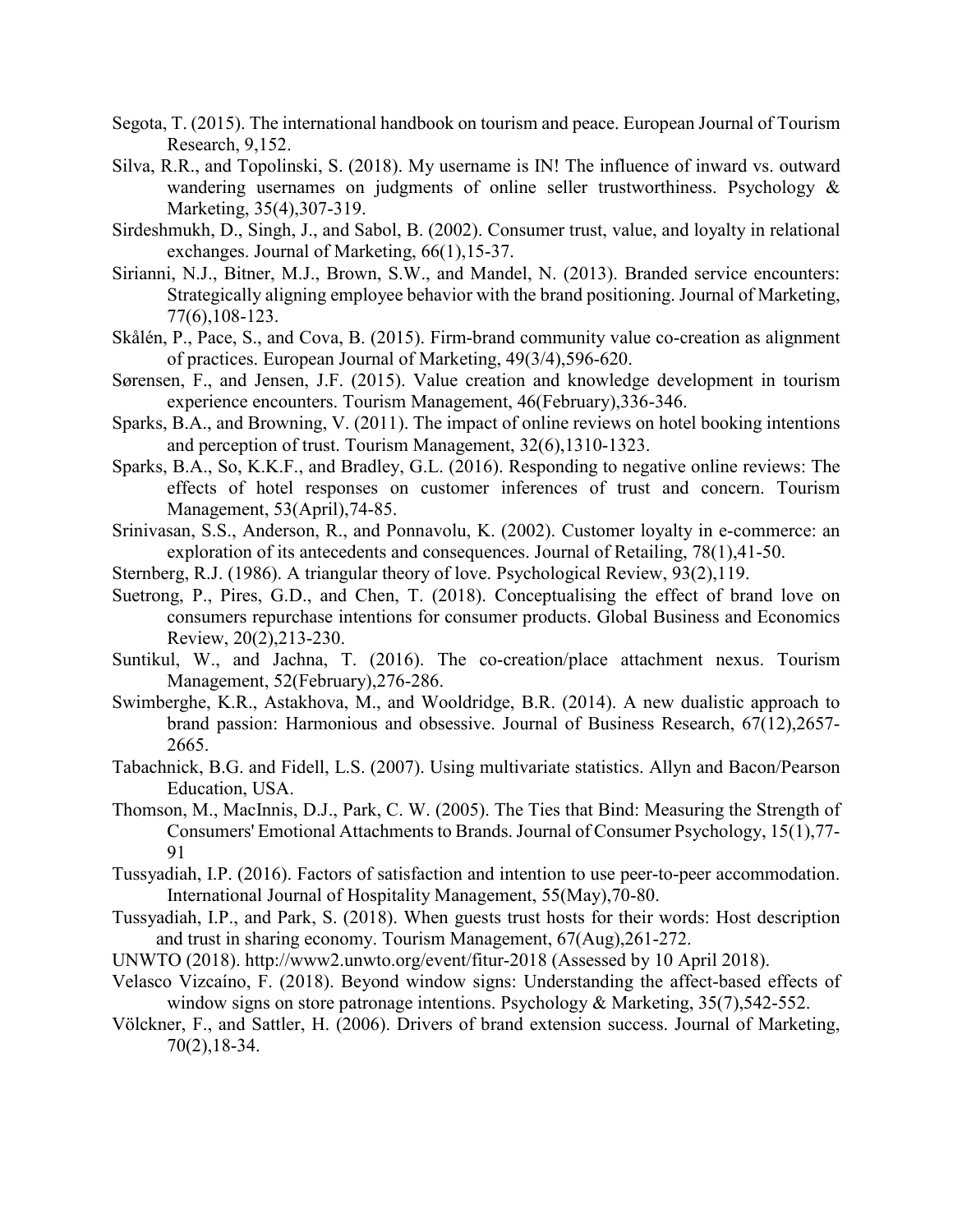Segota, T. (2015). The international handbook on tourism and peace. European Journal of Tourism Research, 9,152.

Silva, R.R., and Topolinski, S. (2018). My username is IN! The influence of inward vs. outward wandering usernames on judgments of online seller trustworthiness. Psychology & Marketing, 35(4),307-319.

Sirdeshmukh, D., Singh, J., and Sabol, B. (2002). Consumer trust, value, and loyalty in relational exchanges. Journal of Marketing, 66(1),15-37.

Sirianni, N.J., Bitner, M.J., Brown, S.W., and Mandel, N. (2013). Branded service encounters: Strategically aligning employee behavior with the brand positioning. Journal of Marketing, 77(6),108-123.

Skålén, P., Pace, S., and Cova, B. (2015). Firm-brand community value co-creation as alignment of practices. European Journal of Marketing, 49(3/4),596-620.

Sørensen, F., and Jensen, J.F. (2015). Value creation and knowledge development in tourism experience encounters. Tourism Management, 46(February),336-346.

Sparks, B.A., and Browning, V. (2011). The impact of online reviews on hotel booking intentions and perception of trust. Tourism Management, 32(6),1310-1323.

Sparks, B.A., So, K.K.F., and Bradley, G.L. (2016). Responding to negative online reviews: The effects of hotel responses on customer inferences of trust and concern. Tourism Management, 53(April),74-85.

Srinivasan, S.S., Anderson, R., and Ponnavolu, K. (2002). Customer loyalty in e-commerce: an exploration of its antecedents and consequences. Journal of Retailing, 78(1),41-50.

Sternberg, R.J. (1986). A triangular theory of love. Psychological Review, 93(2),119.

Suetrong, P., Pires, G.D., and Chen, T. (2018). Conceptualising the effect of brand love on consumers repurchase intentions for consumer products. Global Business and Economics Review, 20(2),213-230.

Suntikul, W., and Jachna, T. (2016). The co-creation/place attachment nexus. Tourism Management, 52(February),276-286.

Swimberghe, K.R., Astakhova, M., and Wooldridge, B.R. (2014). A new dualistic approach to brand passion: Harmonious and obsessive. Journal of Business Research, 67(12),2657-2665.

Tabachnick, B.G. and Fidell, L.S. (2007). Using multivariate statistics. Allyn and Bacon/Pearson Education, USA.

Thomson, M., MacInnis, D.J., Park, C. W. (2005). The Ties that Bind: Measuring the Strength of Consumers' Emotional Attachments to Brands. Journal of Consumer Psychology, 15(1),77-91

Tussyadiah, I.P. (2016). Factors of satisfaction and intention to use peer-to-peer accommodation. International Journal of Hospitality Management, 55(May),70-80.

Tussyadiah, I.P., and Park, S. (2018). When guests trust hosts for their words: Host description and trust in sharing economy. Tourism Management, 67(Aug),261-272.

UNWTO (2018). http://www2.unwto.org/event/fitur-2018 (Assessed by 10 April 2018).

Velasco Vizcaíno, F. (2018). Beyond window signs: Understanding the affect-based effects of window signs on store patronage intentions. Psychology & Marketing, 35(7),542-552.

Völckner, F., and Sattler, H. (2006). Drivers of brand extension success. Journal of Marketing, 70(2),18-34.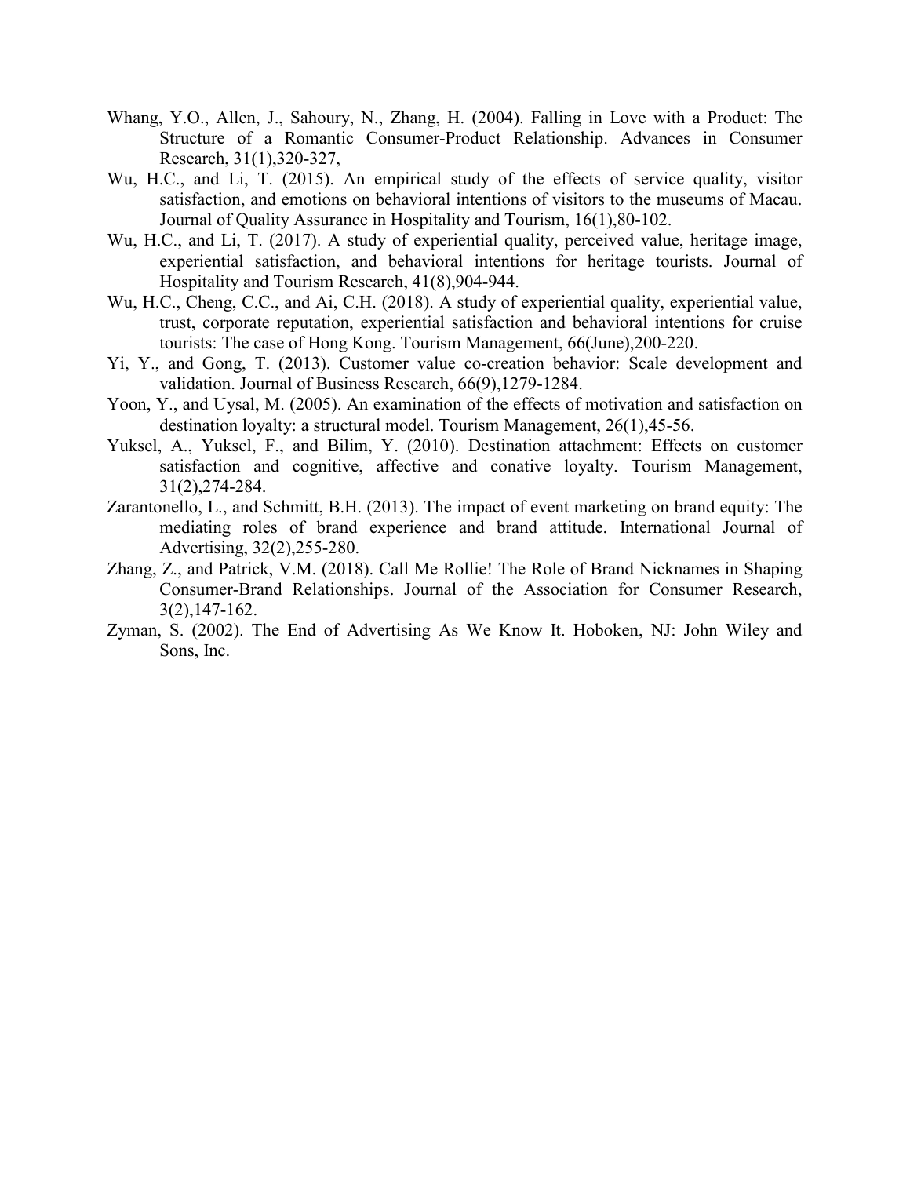Whang, Y.O., Allen, J., Sahoury, N., Zhang, H. (2004). Falling in Love with a Product: The Structure of a Romantic Consumer-Product Relationship. Advances in Consumer Research, 31(1),320-327,

Wu, H.C., and Li, T. (2015). An empirical study of the effects of service quality, visitor satisfaction, and emotions on behavioral intentions of visitors to the museums of Macau. Journal of Quality Assurance in Hospitality and Tourism, 16(1),80-102.

Wu, H.C., and Li, T. (2017). A study of experiential quality, perceived value, heritage image, experiential satisfaction, and behavioral intentions for heritage tourists. Journal of Hospitality and Tourism Research, 41(8),904-944.

Wu, H.C., Cheng, C.C., and Ai, C.H. (2018). A study of experiential quality, experiential value, trust, corporate reputation, experiential satisfaction and behavioral intentions for cruise tourists: The case of Hong Kong. Tourism Management, 66(June),200-220.

Yi, Y., and Gong, T. (2013). Customer value co-creation behavior: Scale development and validation. Journal of Business Research, 66(9),1279-1284.

Yoon, Y., and Uysal, M. (2005). An examination of the effects of motivation and satisfaction on destination loyalty: a structural model. Tourism Management, 26(1),45-56.

Yuksel, A., Yuksel, F., and Bilim, Y. (2010). Destination attachment: Effects on customer satisfaction and cognitive, affective and conative loyalty. Tourism Management, 31(2),274-284.

Zarantonello, L., and Schmitt, B.H. (2013). The impact of event marketing on brand equity: The mediating roles of brand experience and brand attitude. International Journal of Advertising, 32(2),255-280.

Zhang, Z., and Patrick, V.M. (2018). Call Me Rollie! The Role of Brand Nicknames in Shaping Consumer-Brand Relationships. Journal of the Association for Consumer Research, 3(2),147-162.

Zyman, S. (2002). The End of Advertising As We Know It. Hoboken, NJ: John Wiley and Sons, Inc.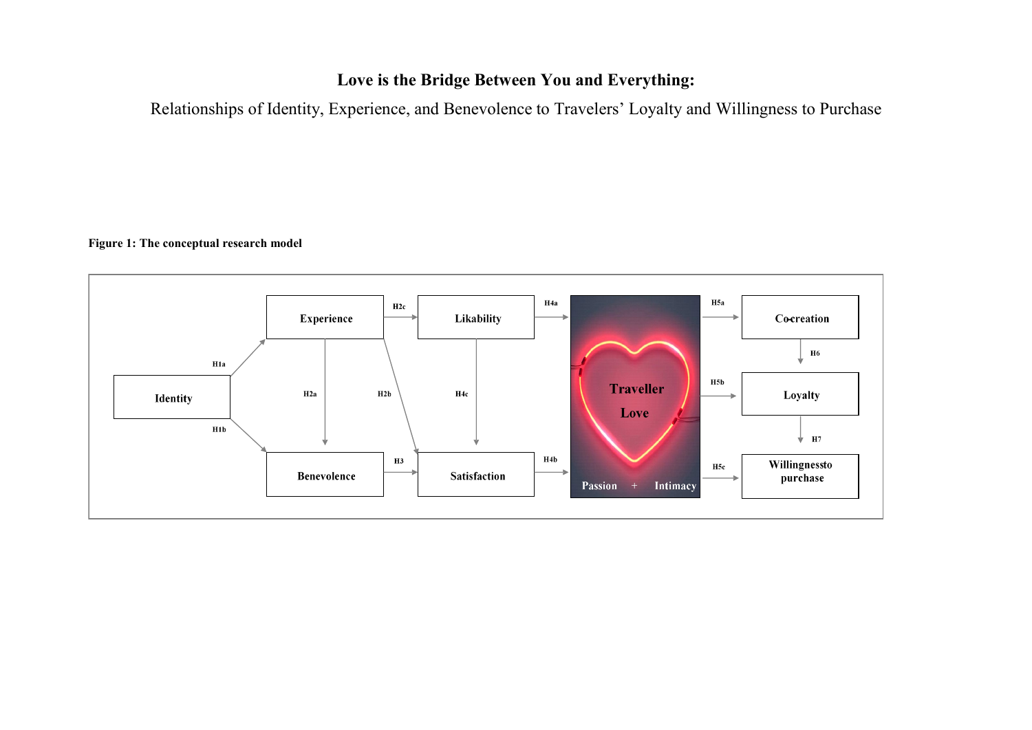**Love is the Bridge Between You and Everything:**

Relationships of Identity, Experience, and Benevolence to Travelers' Loyalty and Willingness to Purchase

**Figure 1: The conceptual research model**

Identity → (H1a) Experience; Identity → (H1b) Benevolence; Experience → (H2a) Benevolence; Experience → (H2b) Satisfaction; Experience → (H2c) Likability; Benevolence → (H3) Satisfaction; Likability → (H4a) Traveller Love; Satisfaction → (H4b) Traveller Love; Likability → (H4c) Satisfaction; Traveller Love (Passion + Intimacy) → (H5a) Co-creation; Traveller Love → (H5b) Loyalty; Traveller Love → (H5c) Willingness to purchase; Co-creation → (H6) Loyalty; Loyalty → (H7) Willingness to purchase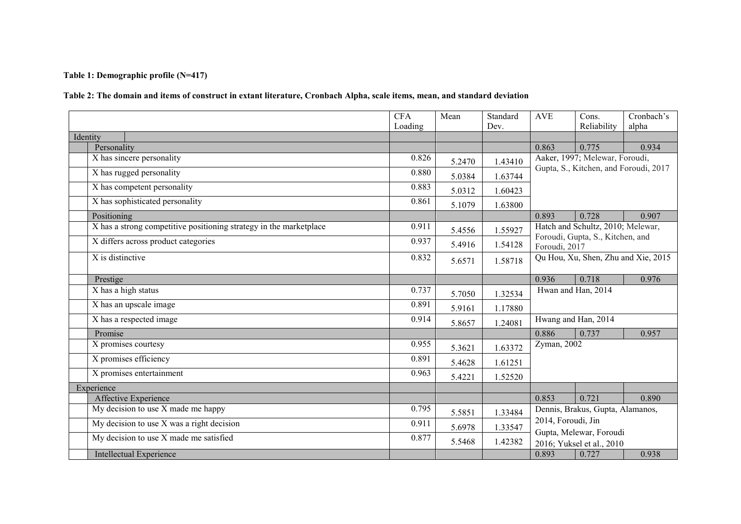**Table 1: Demographic profile (N=417)**

**Table 2: The domain and items of construct in extant literature, Cronbach Alpha, scale items, mean, and standard deviation**

| | CFA Loading | Mean | Standard Dev. | AVE | Cons. Reliability | Cronbach's alpha |
|---|---|---|---|---|---|---|
| Identity | | | | | | |
| Personality | | | | 0.863 | 0.775 | 0.934 |
| X has sincere personality | 0.826 | 5.2470 | 1.43410 | Aaker, 1997; Melewar, Foroudi, Gupta, S., Kitchen, and Foroudi, 2017 | | |
| X has rugged personality | 0.880 | 5.0384 | 1.63744 | | | |
| X has competent personality | 0.883 | 5.0312 | 1.60423 | | | |
| X has sophisticated personality | 0.861 | 5.1079 | 1.63800 | | | |
| Positioning | | | | 0.893 | 0.728 | 0.907 |
| X has a strong competitive positioning strategy in the marketplace | 0.911 | 5.4556 | 1.55927 | Hatch and Schultz, 2010; Melewar, Foroudi, Gupta, S., Kitchen, and Foroudi, 2017 | | |
| X differs across product categories | 0.937 | 5.4916 | 1.54128 | | | |
| X is distinctive | 0.832 | 5.6571 | 1.58718 | Qu Hou, Xu, Shen, Zhu and Xie, 2015 | | |
| Prestige | | | | 0.936 | 0.718 | 0.976 |
| X has a high status | 0.737 | 5.7050 | 1.32534 | Hwan and Han, 2014 | | |
| X has an upscale image | 0.891 | 5.9161 | 1.17880 | | | |
| X has a respected image | 0.914 | 5.8657 | 1.24081 | Hwang and Han, 2014 | | |
| Promise | | | | 0.886 | 0.737 | 0.957 |
| X promises courtesy | 0.955 | 5.3621 | 1.63372 | Zyman, 2002 | | |
| X promises efficiency | 0.891 | 5.4628 | 1.61251 | | | |
| X promises entertainment | 0.963 | 5.4221 | 1.52520 | | | |
| Experience | | | | | | |
| Affective Experience | | | | 0.853 | 0.721 | 0.890 |
| My decision to use X made me happy | 0.795 | 5.5851 | 1.33484 | Dennis, Brakus, Gupta, Alamanos, 2014, Foroudi, Jin Gupta, Melewar, Foroudi 2016; Yuksel et al., 2010 | | |
| My decision to use X was a right decision | 0.911 | 5.6978 | 1.33547 | | | |
| My decision to use X made me satisfied | 0.877 | 5.5468 | 1.42382 | | | |
| Intellectual Experience | | | | 0.893 | 0.727 | 0.938 |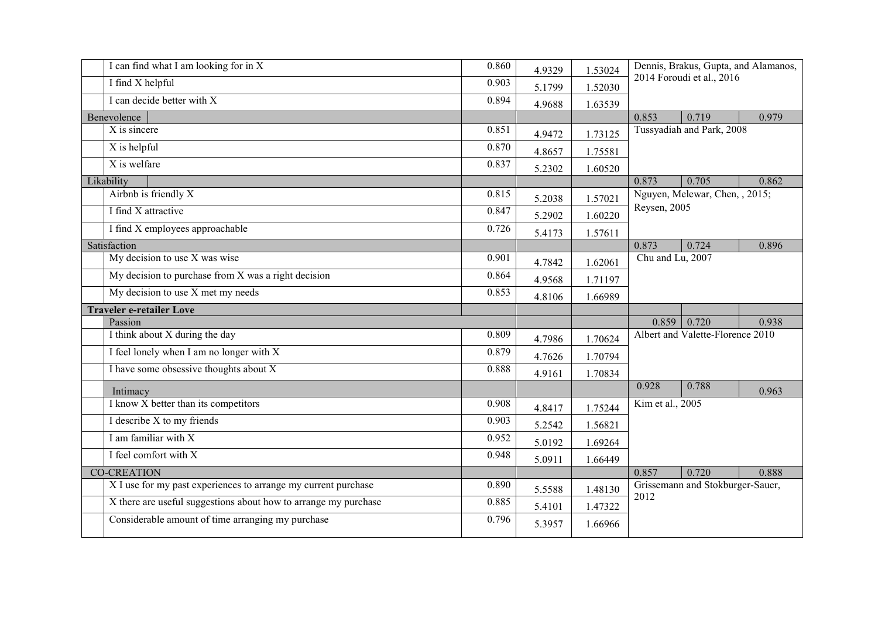|  |  |  |  |  |  |  |  |
|---|---|---|---|---|---|---|---|
|  | I can find what I am looking for in X | 0.860 | 4.9329 | 1.53024 | Dennis, Brakus, Gupta, and Alamanos, 2014 Foroudi et al., 2016 |  |  |
|  | I find X helpful | 0.903 | 5.1799 | 1.52030 |  |  |  |
|  | I can decide better with X | 0.894 | 4.9688 | 1.63539 |  |  |  |
| Benevolence |  |  |  |  | 0.853 | 0.719 | 0.979 |
|  | X is sincere | 0.851 | 4.9472 | 1.73125 | Tussyadiah and Park, 2008 |  |  |
|  | X is helpful | 0.870 | 4.8657 | 1.75581 |  |  |  |
|  | X is welfare | 0.837 | 5.2302 | 1.60520 |  |  |  |
| Likability |  |  |  |  | 0.873 | 0.705 | 0.862 |
|  | Airbnb is friendly X | 0.815 | 5.2038 | 1.57021 | Nguyen, Melewar, Chen, , 2015; Reysen, 2005 |  |  |
|  | I find X attractive | 0.847 | 5.2902 | 1.60220 |  |  |  |
|  | I find X employees approachable | 0.726 | 5.4173 | 1.57611 |  |  |  |
| Satisfaction |  |  |  |  | 0.873 | 0.724 | 0.896 |
|  | My decision to use X was wise | 0.901 | 4.7842 | 1.62061 | Chu and Lu, 2007 |  |  |
|  | My decision to purchase from X was a right decision | 0.864 | 4.9568 | 1.71197 |  |  |  |
|  | My decision to use X met my needs | 0.853 | 4.8106 | 1.66989 |  |  |  |
| **Traveler e-retailer Love** |  |  |  |  |  |  |  |
|  | Passion |  |  |  | 0.859 | 0.720 | 0.938 |
|  | I think about X during the day | 0.809 | 4.7986 | 1.70624 | Albert and Valette-Florence 2010 |  |  |
|  | I feel lonely when I am no longer with X | 0.879 | 4.7626 | 1.70794 |  |  |  |
|  | I have some obsessive thoughts about X | 0.888 | 4.9161 | 1.70834 |  |  |  |
|  | Intimacy |  |  |  | 0.928 | 0.788 | 0.963 |
|  | I know X better than its competitors | 0.908 | 4.8417 | 1.75244 | Kim et al., 2005 |  |  |
|  | I describe X to my friends | 0.903 | 5.2542 | 1.56821 |  |  |  |
|  | I am familiar with X | 0.952 | 5.0192 | 1.69264 |  |  |  |
|  | I feel comfort with X | 0.948 | 5.0911 | 1.66449 |  |  |  |
| CO-CREATION |  |  |  |  | 0.857 | 0.720 | 0.888 |
|  | X I use for my past experiences to arrange my current purchase | 0.890 | 5.5588 | 1.48130 | Grissemann and Stokburger-Sauer, 2012 |  |  |
|  | X there are useful suggestions about how to arrange my purchase | 0.885 | 5.4101 | 1.47322 |  |  |  |
|  | Considerable amount of time arranging my purchase | 0.796 | 5.3957 | 1.66966 |  |  |  |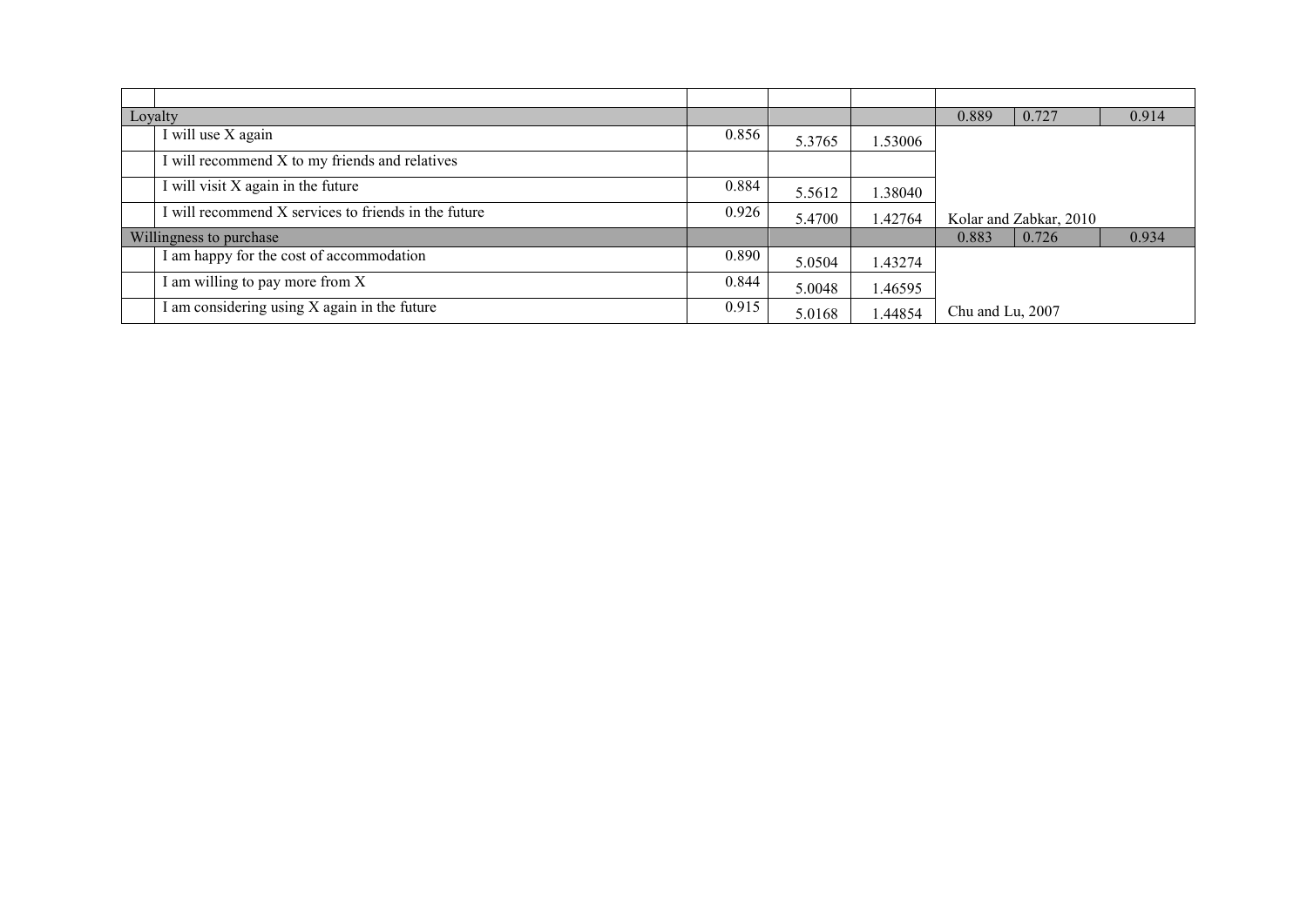| | | | | | | | |
|---|---|---|---|---|---|---|---|
| Loyalty | | | | | 0.889 | 0.727 | 0.914 |
| | I will use X again | 0.856 | 5.3765 | 1.53006 | | | |
| | I will recommend X to my friends and relatives | | | | | | |
| | I will visit X again in the future | 0.884 | 5.5612 | 1.38040 | | | |
| | I will recommend X services to friends in the future | 0.926 | 5.4700 | 1.42764 | Kolar and Zabkar, 2010 | | |
| Willingness to purchase | | | | | 0.883 | 0.726 | 0.934 |
| | I am happy for the cost of accommodation | 0.890 | 5.0504 | 1.43274 | | | |
| | I am willing to pay more from X | 0.844 | 5.0048 | 1.46595 | | | |
| | I am considering using X again in the future | 0.915 | 5.0168 | 1.44854 | Chu and Lu, 2007 | | |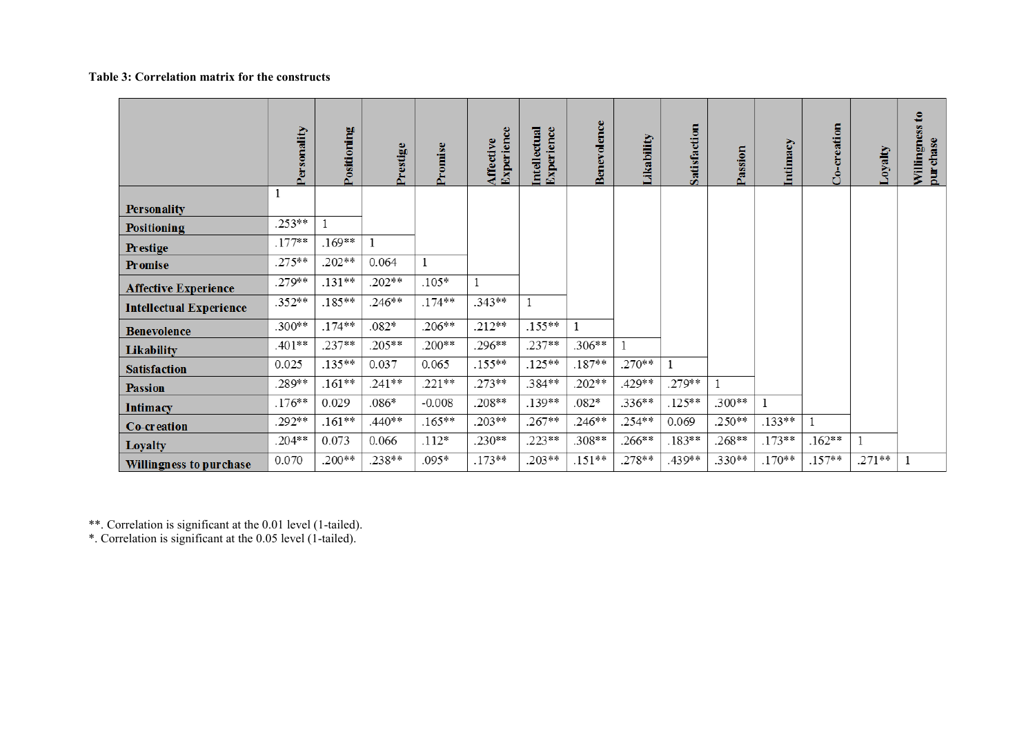**Table 3: Correlation matrix for the constructs**

| | Personality | Positioning | Prestige | Promise | Affective Experience | Intellectual Experience | Benevolence | Likability | Satisfaction | Passion | Intimacy | Co-creation | Loyalty | Willingness to purchase |
|---|---|---|---|---|---|---|---|---|---|---|---|---|---|---|
| **Personality** | 1 | | | | | | | | | | | | | |
| **Positioning** | .253** | 1 | | | | | | | | | | | | |
| **Prestige** | .177** | .169** | 1 | | | | | | | | | | | |
| **Promise** | .275** | .202** | 0.064 | 1 | | | | | | | | | | |
| **Affective Experience** | .279** | .131** | .202** | .105* | 1 | | | | | | | | | |
| **Intellectual Experience** | .352** | .185** | .246** | .174** | .343** | 1 | | | | | | | | |
| **Benevolence** | .300** | .174** | .082* | .206** | .212** | .155** | 1 | | | | | | | |
| **Likability** | .401** | .237** | .205** | .200** | .296** | .237** | .306** | 1 | | | | | | |
| **Satisfaction** | 0.025 | .135** | 0.037 | 0.065 | .155** | .125** | .187** | .270** | 1 | | | | | |
| **Passion** | .289** | .161** | .241** | .221** | .273** | .384** | .202** | .429** | .279** | 1 | | | | |
| **Intimacy** | .176** | 0.029 | .086* | -0.008 | .208** | .139** | .082* | .336** | .125** | .300** | 1 | | | |
| **Co-creation** | .292** | .161** | .440** | .165** | .203** | .267** | .246** | .254** | 0.069 | .250** | .133** | 1 | | |
| **Loyalty** | .204** | 0.073 | 0.066 | .112* | .230** | .223** | .308** | .266** | .183** | .268** | .173** | .162** | 1 | |
| **Willingness to purchase** | 0.070 | .200** | .238** | .095* | .173** | .203** | .151** | .278** | .439** | .330** | .170** | .157** | .271** | 1 |

**. Correlation is significant at the 0.01 level (1-tailed).
*. Correlation is significant at the 0.05 level (1-tailed).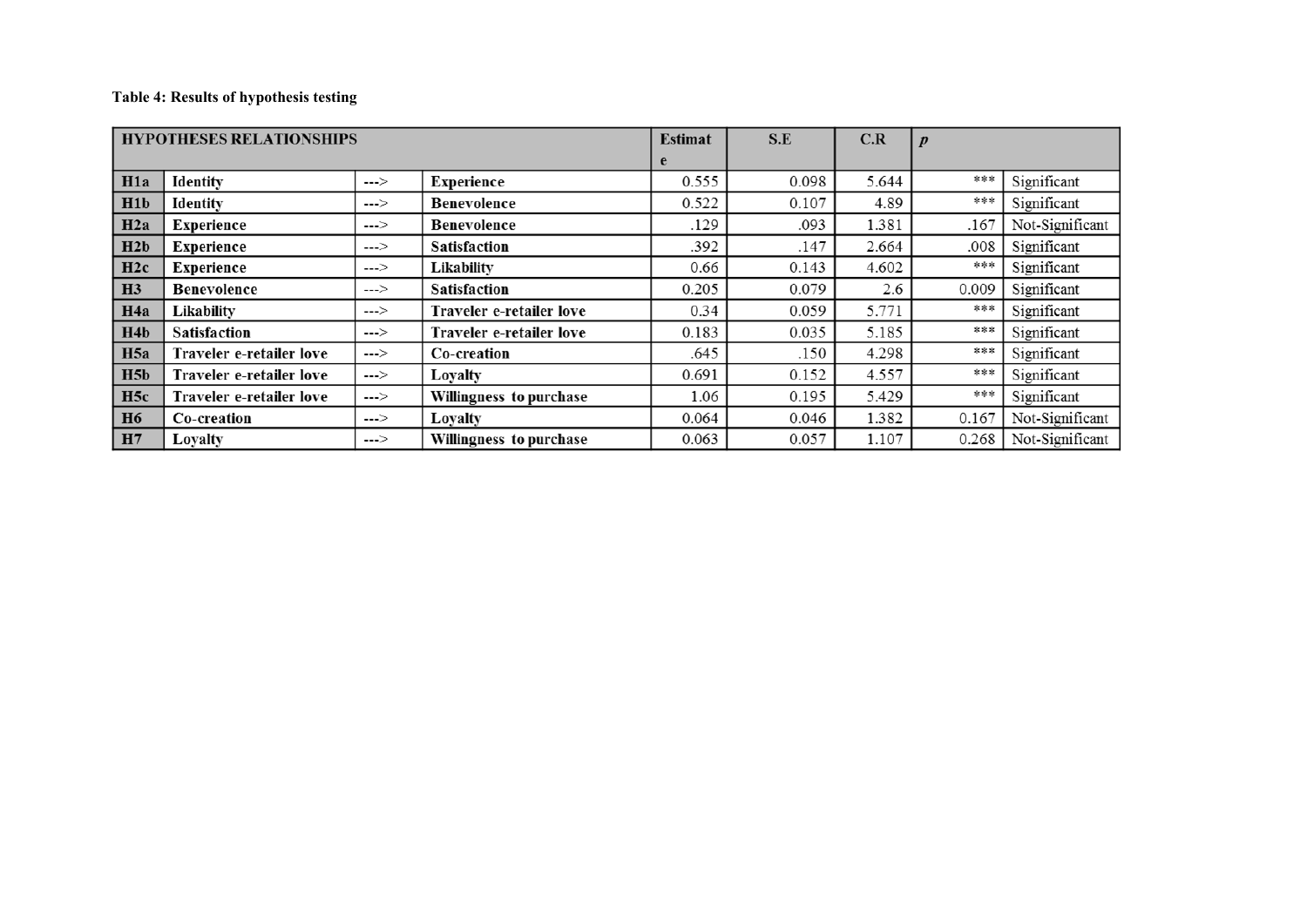**Table 4: Results of hypothesis testing**

| HYPOTHESES RELATIONSHIPS | | | | Estimate | S.E | C.R | p | |
|---|---|---|---|---|---|---|---|---|
| **H1a** | **Identity** | ---> | **Experience** | 0.555 | 0.098 | 5.644 | *** | Significant |
| **H1b** | **Identity** | ---> | **Benevolence** | 0.522 | 0.107 | 4.89 | *** | Significant |
| **H2a** | **Experience** | ---> | **Benevolence** | .129 | .093 | 1.381 | .167 | Not-Significant |
| **H2b** | **Experience** | ---> | **Satisfaction** | .392 | .147 | 2.664 | .008 | Significant |
| **H2c** | **Experience** | ---> | **Likability** | 0.66 | 0.143 | 4.602 | *** | Significant |
| **H3** | **Benevolence** | ---> | **Satisfaction** | 0.205 | 0.079 | 2.6 | 0.009 | Significant |
| **H4a** | **Likability** | ---> | **Traveler e-retailer love** | 0.34 | 0.059 | 5.771 | *** | Significant |
| **H4b** | **Satisfaction** | ---> | **Traveler e-retailer love** | 0.183 | 0.035 | 5.185 | *** | Significant |
| **H5a** | **Traveler e-retailer love** | ---> | **Co-creation** | .645 | .150 | 4.298 | *** | Significant |
| **H5b** | **Traveler e-retailer love** | ---> | **Loyalty** | 0.691 | 0.152 | 4.557 | *** | Significant |
| **H5c** | **Traveler e-retailer love** | ---> | **Willingness to purchase** | 1.06 | 0.195 | 5.429 | *** | Significant |
| **H6** | **Co-creation** | ---> | **Loyalty** | 0.064 | 0.046 | 1.382 | 0.167 | Not-Significant |
| **H7** | **Loyalty** | ---> | **Willingness to purchase** | 0.063 | 0.057 | 1.107 | 0.268 | Not-Significant |